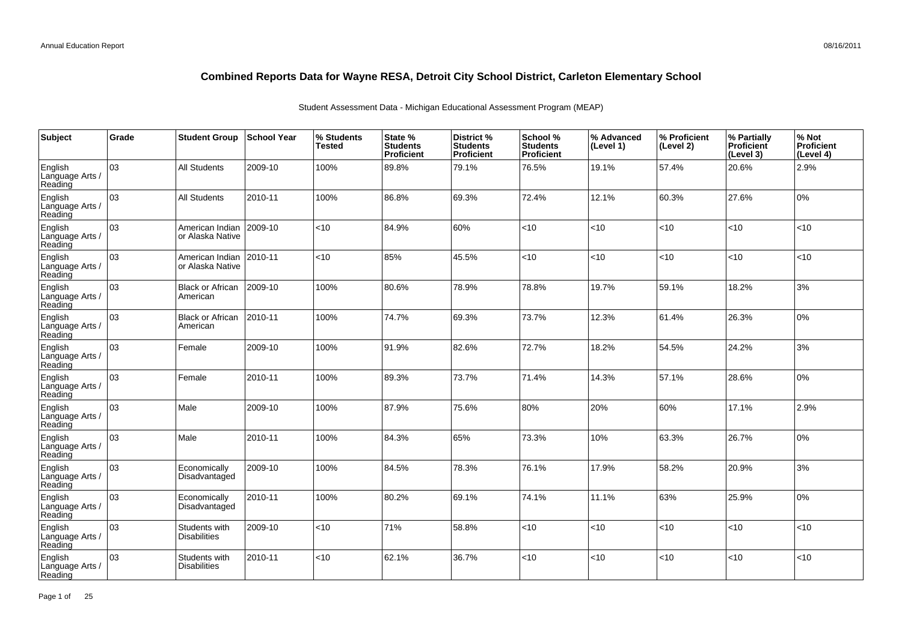# Combined Reports Data for Wayne RESA, Detroit City School District, Carleton Elementary School

Student Assessment Data - Michigan Educational Assessment Program (MEAP)

| Subject | Grade | Student Group | School Year | % Students Tested | State % Students Proficient | District % Students Proficient | School % Students Proficient | % Advanced (Level 1) | % Proficient (Level 2) | % Partially Proficient (Level 3) | % Not Proficient (Level 4) |
|---|---|---|---|---|---|---|---|---|---|---|---|
| English Language Arts / Reading | 03 | All Students | 2009-10 | 100% | 89.8% | 79.1% | 76.5% | 19.1% | 57.4% | 20.6% | 2.9% |
| English Language Arts / Reading | 03 | All Students | 2010-11 | 100% | 86.8% | 69.3% | 72.4% | 12.1% | 60.3% | 27.6% | 0% |
| English Language Arts / Reading | 03 | American Indian or Alaska Native | 2009-10 | <10 | 84.9% | 60% | <10 | <10 | <10 | <10 | <10 |
| English Language Arts / Reading | 03 | American Indian or Alaska Native | 2010-11 | <10 | 85% | 45.5% | <10 | <10 | <10 | <10 | <10 |
| English Language Arts / Reading | 03 | Black or African American | 2009-10 | 100% | 80.6% | 78.9% | 78.8% | 19.7% | 59.1% | 18.2% | 3% |
| English Language Arts / Reading | 03 | Black or African American | 2010-11 | 100% | 74.7% | 69.3% | 73.7% | 12.3% | 61.4% | 26.3% | 0% |
| English Language Arts / Reading | 03 | Female | 2009-10 | 100% | 91.9% | 82.6% | 72.7% | 18.2% | 54.5% | 24.2% | 3% |
| English Language Arts / Reading | 03 | Female | 2010-11 | 100% | 89.3% | 73.7% | 71.4% | 14.3% | 57.1% | 28.6% | 0% |
| English Language Arts / Reading | 03 | Male | 2009-10 | 100% | 87.9% | 75.6% | 80% | 20% | 60% | 17.1% | 2.9% |
| English Language Arts / Reading | 03 | Male | 2010-11 | 100% | 84.3% | 65% | 73.3% | 10% | 63.3% | 26.7% | 0% |
| English Language Arts / Reading | 03 | Economically Disadvantaged | 2009-10 | 100% | 84.5% | 78.3% | 76.1% | 17.9% | 58.2% | 20.9% | 3% |
| English Language Arts / Reading | 03 | Economically Disadvantaged | 2010-11 | 100% | 80.2% | 69.1% | 74.1% | 11.1% | 63% | 25.9% | 0% |
| English Language Arts / Reading | 03 | Students with Disabilities | 2009-10 | <10 | 71% | 58.8% | <10 | <10 | <10 | <10 | <10 |
| English Language Arts / Reading | 03 | Students with Disabilities | 2010-11 | <10 | 62.1% | 36.7% | <10 | <10 | <10 | <10 | <10 |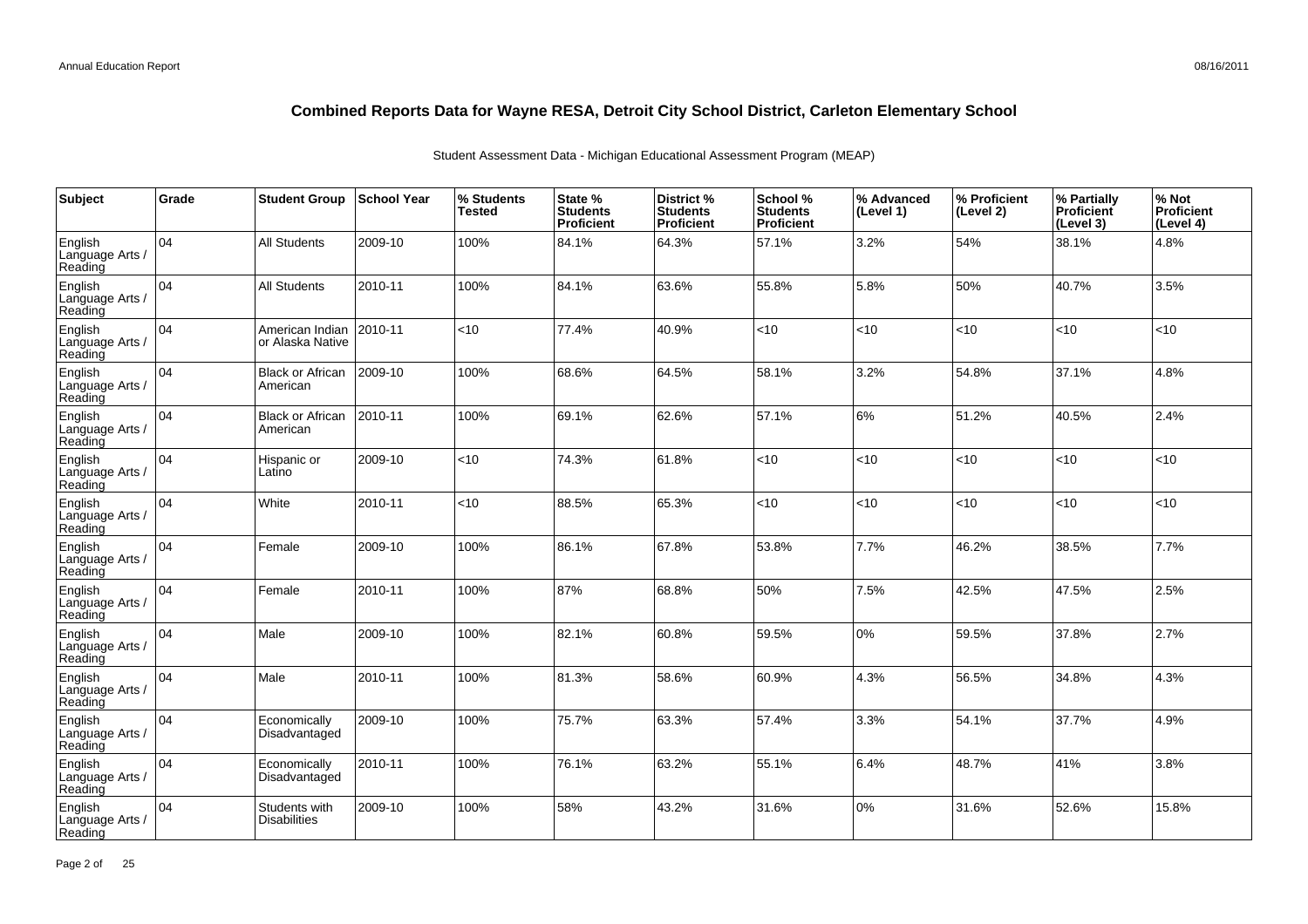# Combined Reports Data for Wayne RESA, Detroit City School District, Carleton Elementary School

Student Assessment Data - Michigan Educational Assessment Program (MEAP)

| Subject | Grade | Student Group | School Year | % Students Tested | State % Students Proficient | District % Students Proficient | School % Students Proficient | % Advanced (Level 1) | % Proficient (Level 2) | % Partially Proficient (Level 3) | % Not Proficient (Level 4) |
|---|---|---|---|---|---|---|---|---|---|---|---|
| English Language Arts / Reading | 04 | All Students | 2009-10 | 100% | 84.1% | 64.3% | 57.1% | 3.2% | 54% | 38.1% | 4.8% |
| English Language Arts / Reading | 04 | All Students | 2010-11 | 100% | 84.1% | 63.6% | 55.8% | 5.8% | 50% | 40.7% | 3.5% |
| English Language Arts / Reading | 04 | American Indian or Alaska Native | 2010-11 | <10 | 77.4% | 40.9% | <10 | <10 | <10 | <10 | <10 |
| English Language Arts / Reading | 04 | Black or African American | 2009-10 | 100% | 68.6% | 64.5% | 58.1% | 3.2% | 54.8% | 37.1% | 4.8% |
| English Language Arts / Reading | 04 | Black or African American | 2010-11 | 100% | 69.1% | 62.6% | 57.1% | 6% | 51.2% | 40.5% | 2.4% |
| English Language Arts / Reading | 04 | Hispanic or Latino | 2009-10 | <10 | 74.3% | 61.8% | <10 | <10 | <10 | <10 | <10 |
| English Language Arts / Reading | 04 | White | 2010-11 | <10 | 88.5% | 65.3% | <10 | <10 | <10 | <10 | <10 |
| English Language Arts / Reading | 04 | Female | 2009-10 | 100% | 86.1% | 67.8% | 53.8% | 7.7% | 46.2% | 38.5% | 7.7% |
| English Language Arts / Reading | 04 | Female | 2010-11 | 100% | 87% | 68.8% | 50% | 7.5% | 42.5% | 47.5% | 2.5% |
| English Language Arts / Reading | 04 | Male | 2009-10 | 100% | 82.1% | 60.8% | 59.5% | 0% | 59.5% | 37.8% | 2.7% |
| English Language Arts / Reading | 04 | Male | 2010-11 | 100% | 81.3% | 58.6% | 60.9% | 4.3% | 56.5% | 34.8% | 4.3% |
| English Language Arts / Reading | 04 | Economically Disadvantaged | 2009-10 | 100% | 75.7% | 63.3% | 57.4% | 3.3% | 54.1% | 37.7% | 4.9% |
| English Language Arts / Reading | 04 | Economically Disadvantaged | 2010-11 | 100% | 76.1% | 63.2% | 55.1% | 6.4% | 48.7% | 41% | 3.8% |
| English Language Arts / Reading | 04 | Students with Disabilities | 2009-10 | 100% | 58% | 43.2% | 31.6% | 0% | 31.6% | 52.6% | 15.8% |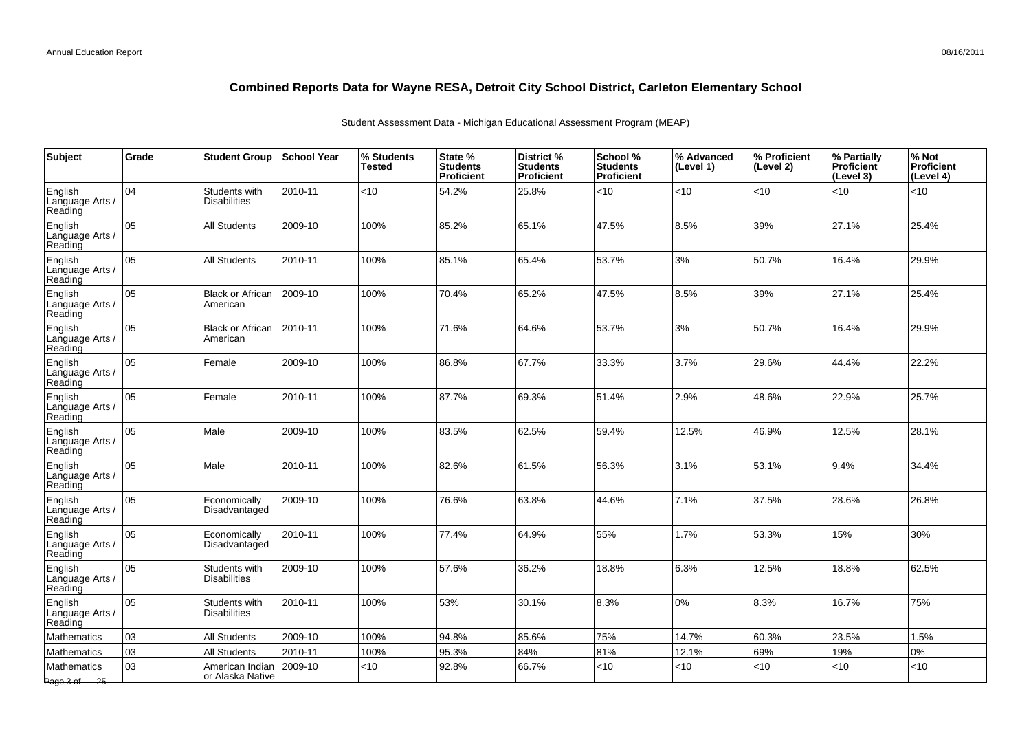## Combined Reports Data for Wayne RESA, Detroit City School District, Carleton Elementary School

Student Assessment Data - Michigan Educational Assessment Program (MEAP)

| Subject | Grade | Student Group | School Year | % Students Tested | State % Students Proficient | District % Students Proficient | School % Students Proficient | % Advanced (Level 1) | % Proficient (Level 2) | % Partially Proficient (Level 3) | % Not Proficient (Level 4) |
|---|---|---|---|---|---|---|---|---|---|---|---|
| English Language Arts / Reading | 04 | Students with Disabilities | 2010-11 | <10 | 54.2% | 25.8% | <10 | <10 | <10 | <10 | <10 |
| English Language Arts / Reading | 05 | All Students | 2009-10 | 100% | 85.2% | 65.1% | 47.5% | 8.5% | 39% | 27.1% | 25.4% |
| English Language Arts / Reading | 05 | All Students | 2010-11 | 100% | 85.1% | 65.4% | 53.7% | 3% | 50.7% | 16.4% | 29.9% |
| English Language Arts / Reading | 05 | Black or African American | 2009-10 | 100% | 70.4% | 65.2% | 47.5% | 8.5% | 39% | 27.1% | 25.4% |
| English Language Arts / Reading | 05 | Black or African American | 2010-11 | 100% | 71.6% | 64.6% | 53.7% | 3% | 50.7% | 16.4% | 29.9% |
| English Language Arts / Reading | 05 | Female | 2009-10 | 100% | 86.8% | 67.7% | 33.3% | 3.7% | 29.6% | 44.4% | 22.2% |
| English Language Arts / Reading | 05 | Female | 2010-11 | 100% | 87.7% | 69.3% | 51.4% | 2.9% | 48.6% | 22.9% | 25.7% |
| English Language Arts / Reading | 05 | Male | 2009-10 | 100% | 83.5% | 62.5% | 59.4% | 12.5% | 46.9% | 12.5% | 28.1% |
| English Language Arts / Reading | 05 | Male | 2010-11 | 100% | 82.6% | 61.5% | 56.3% | 3.1% | 53.1% | 9.4% | 34.4% |
| English Language Arts / Reading | 05 | Economically Disadvantaged | 2009-10 | 100% | 76.6% | 63.8% | 44.6% | 7.1% | 37.5% | 28.6% | 26.8% |
| English Language Arts / Reading | 05 | Economically Disadvantaged | 2010-11 | 100% | 77.4% | 64.9% | 55% | 1.7% | 53.3% | 15% | 30% |
| English Language Arts / Reading | 05 | Students with Disabilities | 2009-10 | 100% | 57.6% | 36.2% | 18.8% | 6.3% | 12.5% | 18.8% | 62.5% |
| English Language Arts / Reading | 05 | Students with Disabilities | 2010-11 | 100% | 53% | 30.1% | 8.3% | 0% | 8.3% | 16.7% | 75% |
| Mathematics | 03 | All Students | 2009-10 | 100% | 94.8% | 85.6% | 75% | 14.7% | 60.3% | 23.5% | 1.5% |
| Mathematics | 03 | All Students | 2010-11 | 100% | 95.3% | 84% | 81% | 12.1% | 69% | 19% | 0% |
| Mathematics | 03 | American Indian or Alaska Native | 2009-10 | <10 | 92.8% | 66.7% | <10 | <10 | <10 | <10 | <10 |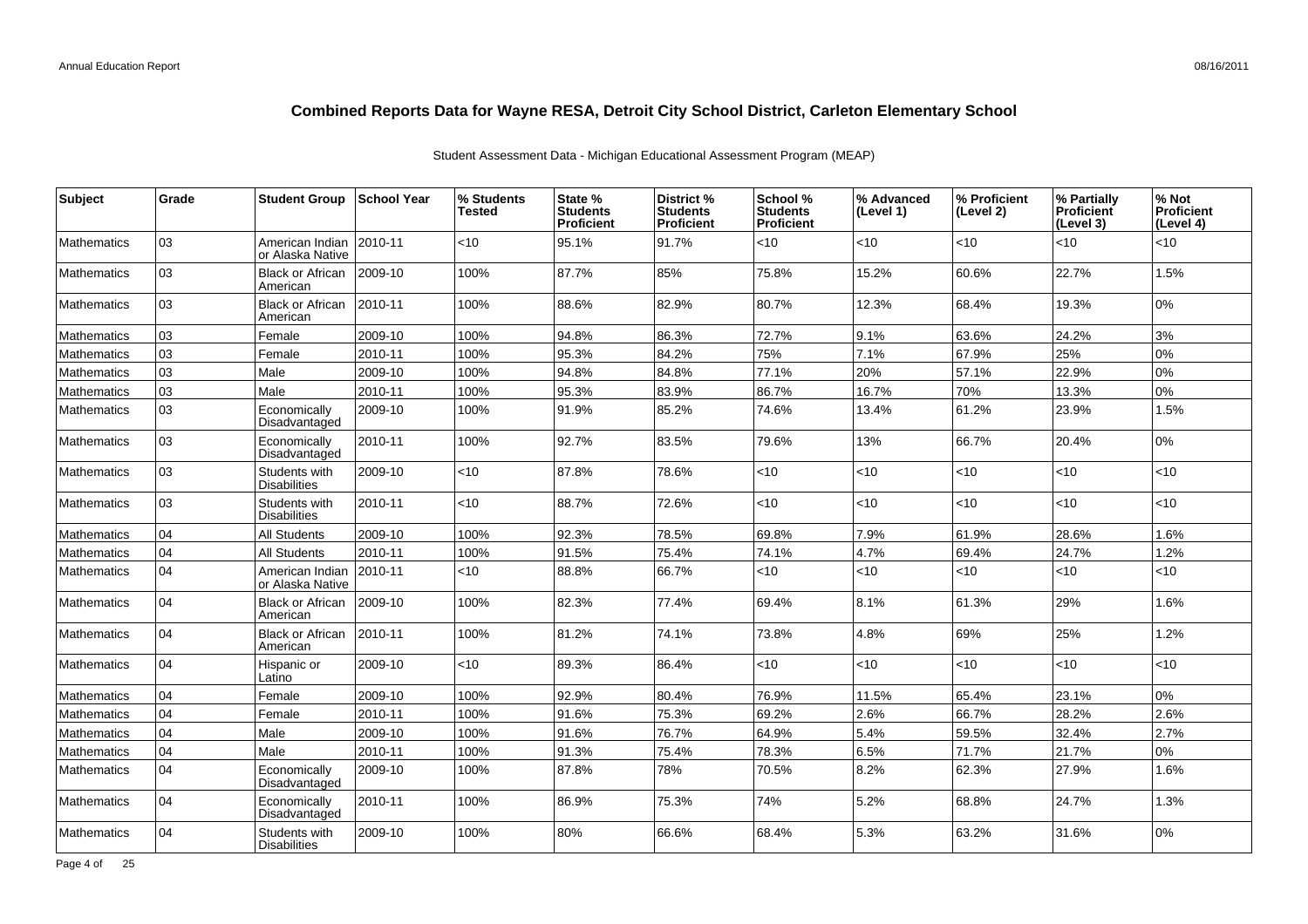# Combined Reports Data for Wayne RESA, Detroit City School District, Carleton Elementary School

Student Assessment Data - Michigan Educational Assessment Program (MEAP)

| Subject | Grade | Student Group | School Year | % Students Tested | State % Students Proficient | District % Students Proficient | School % Students Proficient | % Advanced (Level 1) | % Proficient (Level 2) | % Partially Proficient (Level 3) | % Not Proficient (Level 4) |
|---|---|---|---|---|---|---|---|---|---|---|---|
| Mathematics | 03 | American Indian or Alaska Native | 2010-11 | <10 | 95.1% | 91.7% | <10 | <10 | <10 | <10 | <10 |
| Mathematics | 03 | Black or African American | 2009-10 | 100% | 87.7% | 85% | 75.8% | 15.2% | 60.6% | 22.7% | 1.5% |
| Mathematics | 03 | Black or African American | 2010-11 | 100% | 88.6% | 82.9% | 80.7% | 12.3% | 68.4% | 19.3% | 0% |
| Mathematics | 03 | Female | 2009-10 | 100% | 94.8% | 86.3% | 72.7% | 9.1% | 63.6% | 24.2% | 3% |
| Mathematics | 03 | Female | 2010-11 | 100% | 95.3% | 84.2% | 75% | 7.1% | 67.9% | 25% | 0% |
| Mathematics | 03 | Male | 2009-10 | 100% | 94.8% | 84.8% | 77.1% | 20% | 57.1% | 22.9% | 0% |
| Mathematics | 03 | Male | 2010-11 | 100% | 95.3% | 83.9% | 86.7% | 16.7% | 70% | 13.3% | 0% |
| Mathematics | 03 | Economically Disadvantaged | 2009-10 | 100% | 91.9% | 85.2% | 74.6% | 13.4% | 61.2% | 23.9% | 1.5% |
| Mathematics | 03 | Economically Disadvantaged | 2010-11 | 100% | 92.7% | 83.5% | 79.6% | 13% | 66.7% | 20.4% | 0% |
| Mathematics | 03 | Students with Disabilities | 2009-10 | <10 | 87.8% | 78.6% | <10 | <10 | <10 | <10 | <10 |
| Mathematics | 03 | Students with Disabilities | 2010-11 | <10 | 88.7% | 72.6% | <10 | <10 | <10 | <10 | <10 |
| Mathematics | 04 | All Students | 2009-10 | 100% | 92.3% | 78.5% | 69.8% | 7.9% | 61.9% | 28.6% | 1.6% |
| Mathematics | 04 | All Students | 2010-11 | 100% | 91.5% | 75.4% | 74.1% | 4.7% | 69.4% | 24.7% | 1.2% |
| Mathematics | 04 | American Indian or Alaska Native | 2010-11 | <10 | 88.8% | 66.7% | <10 | <10 | <10 | <10 | <10 |
| Mathematics | 04 | Black or African American | 2009-10 | 100% | 82.3% | 77.4% | 69.4% | 8.1% | 61.3% | 29% | 1.6% |
| Mathematics | 04 | Black or African American | 2010-11 | 100% | 81.2% | 74.1% | 73.8% | 4.8% | 69% | 25% | 1.2% |
| Mathematics | 04 | Hispanic or Latino | 2009-10 | <10 | 89.3% | 86.4% | <10 | <10 | <10 | <10 | <10 |
| Mathematics | 04 | Female | 2009-10 | 100% | 92.9% | 80.4% | 76.9% | 11.5% | 65.4% | 23.1% | 0% |
| Mathematics | 04 | Female | 2010-11 | 100% | 91.6% | 75.3% | 69.2% | 2.6% | 66.7% | 28.2% | 2.6% |
| Mathematics | 04 | Male | 2009-10 | 100% | 91.6% | 76.7% | 64.9% | 5.4% | 59.5% | 32.4% | 2.7% |
| Mathematics | 04 | Male | 2010-11 | 100% | 91.3% | 75.4% | 78.3% | 6.5% | 71.7% | 21.7% | 0% |
| Mathematics | 04 | Economically Disadvantaged | 2009-10 | 100% | 87.8% | 78% | 70.5% | 8.2% | 62.3% | 27.9% | 1.6% |
| Mathematics | 04 | Economically Disadvantaged | 2010-11 | 100% | 86.9% | 75.3% | 74% | 5.2% | 68.8% | 24.7% | 1.3% |
| Mathematics | 04 | Students with Disabilities | 2009-10 | 100% | 80% | 66.6% | 68.4% | 5.3% | 63.2% | 31.6% | 0% |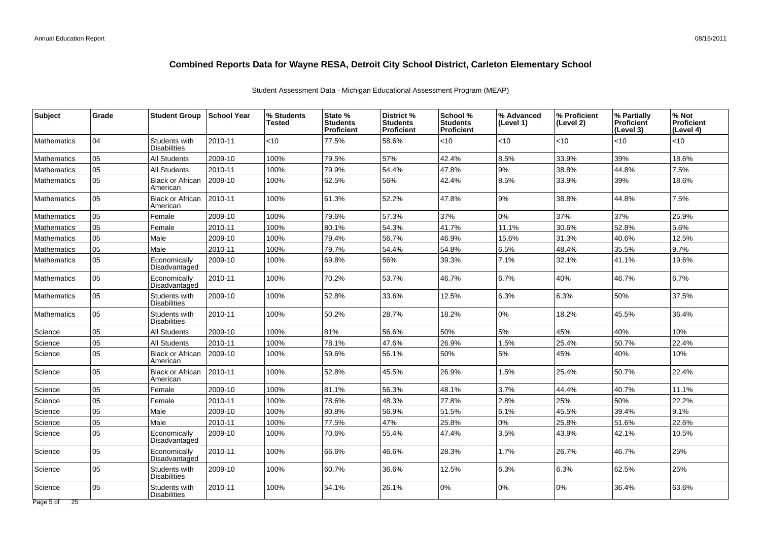# Combined Reports Data for Wayne RESA, Detroit City School District, Carleton Elementary School

Student Assessment Data - Michigan Educational Assessment Program (MEAP)

| Subject | Grade | Student Group | School Year | % Students Tested | State % Students Proficient | District % Students Proficient | School % Students Proficient | % Advanced (Level 1) | % Proficient (Level 2) | % Partially Proficient (Level 3) | % Not Proficient (Level 4) |
|---|---|---|---|---|---|---|---|---|---|---|---|
| Mathematics | 04 | Students with Disabilities | 2010-11 | <10 | 77.5% | 58.6% | <10 | <10 | <10 | <10 | <10 |
| Mathematics | 05 | All Students | 2009-10 | 100% | 79.5% | 57% | 42.4% | 8.5% | 33.9% | 39% | 18.6% |
| Mathematics | 05 | All Students | 2010-11 | 100% | 79.9% | 54.4% | 47.8% | 9% | 38.8% | 44.8% | 7.5% |
| Mathematics | 05 | Black or African American | 2009-10 | 100% | 62.5% | 56% | 42.4% | 8.5% | 33.9% | 39% | 18.6% |
| Mathematics | 05 | Black or African American | 2010-11 | 100% | 61.3% | 52.2% | 47.8% | 9% | 38.8% | 44.8% | 7.5% |
| Mathematics | 05 | Female | 2009-10 | 100% | 79.6% | 57.3% | 37% | 0% | 37% | 37% | 25.9% |
| Mathematics | 05 | Female | 2010-11 | 100% | 80.1% | 54.3% | 41.7% | 11.1% | 30.6% | 52.8% | 5.6% |
| Mathematics | 05 | Male | 2009-10 | 100% | 79.4% | 56.7% | 46.9% | 15.6% | 31.3% | 40.6% | 12.5% |
| Mathematics | 05 | Male | 2010-11 | 100% | 79.7% | 54.4% | 54.8% | 6.5% | 48.4% | 35.5% | 9.7% |
| Mathematics | 05 | Economically Disadvantaged | 2009-10 | 100% | 69.8% | 56% | 39.3% | 7.1% | 32.1% | 41.1% | 19.6% |
| Mathematics | 05 | Economically Disadvantaged | 2010-11 | 100% | 70.2% | 53.7% | 46.7% | 6.7% | 40% | 46.7% | 6.7% |
| Mathematics | 05 | Students with Disabilities | 2009-10 | 100% | 52.8% | 33.6% | 12.5% | 6.3% | 6.3% | 50% | 37.5% |
| Mathematics | 05 | Students with Disabilities | 2010-11 | 100% | 50.2% | 28.7% | 18.2% | 0% | 18.2% | 45.5% | 36.4% |
| Science | 05 | All Students | 2009-10 | 100% | 81% | 56.6% | 50% | 5% | 45% | 40% | 10% |
| Science | 05 | All Students | 2010-11 | 100% | 78.1% | 47.6% | 26.9% | 1.5% | 25.4% | 50.7% | 22.4% |
| Science | 05 | Black or African American | 2009-10 | 100% | 59.6% | 56.1% | 50% | 5% | 45% | 40% | 10% |
| Science | 05 | Black or African American | 2010-11 | 100% | 52.8% | 45.5% | 26.9% | 1.5% | 25.4% | 50.7% | 22.4% |
| Science | 05 | Female | 2009-10 | 100% | 81.1% | 56.3% | 48.1% | 3.7% | 44.4% | 40.7% | 11.1% |
| Science | 05 | Female | 2010-11 | 100% | 78.6% | 48.3% | 27.8% | 2.8% | 25% | 50% | 22.2% |
| Science | 05 | Male | 2009-10 | 100% | 80.8% | 56.9% | 51.5% | 6.1% | 45.5% | 39.4% | 9.1% |
| Science | 05 | Male | 2010-11 | 100% | 77.5% | 47% | 25.8% | 0% | 25.8% | 51.6% | 22.6% |
| Science | 05 | Economically Disadvantaged | 2009-10 | 100% | 70.6% | 55.4% | 47.4% | 3.5% | 43.9% | 42.1% | 10.5% |
| Science | 05 | Economically Disadvantaged | 2010-11 | 100% | 66.6% | 46.6% | 28.3% | 1.7% | 26.7% | 46.7% | 25% |
| Science | 05 | Students with Disabilities | 2009-10 | 100% | 60.7% | 36.6% | 12.5% | 6.3% | 6.3% | 62.5% | 25% |
| Science | 05 | Students with Disabilities | 2010-11 | 100% | 54.1% | 26.1% | 0% | 0% | 0% | 36.4% | 63.6% |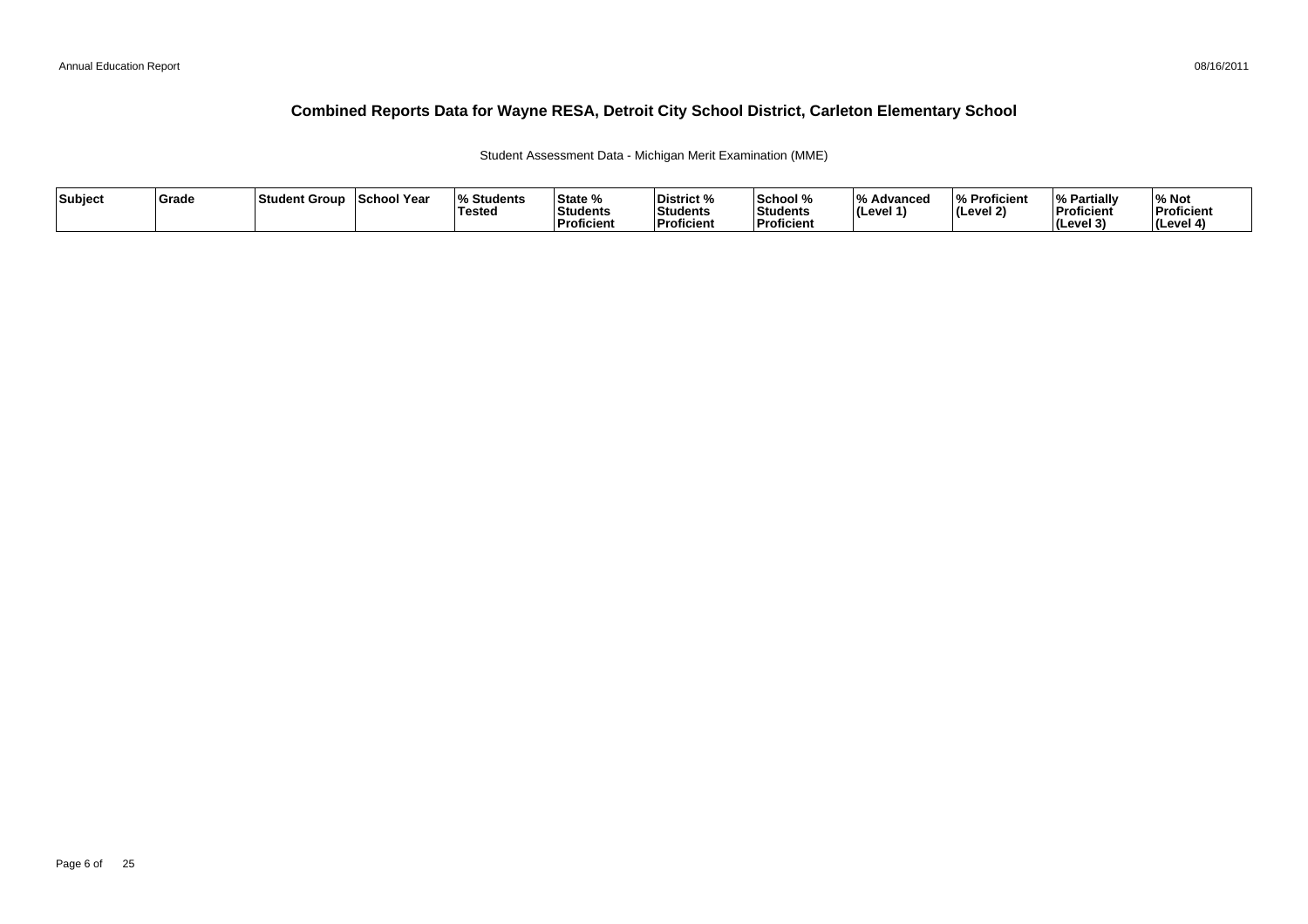# Combined Reports Data for Wayne RESA, Detroit City School District, Carleton Elementary School

Student Assessment Data - Michigan Merit Examination (MME)

| Subject | Grade | Student Group | School Year | % Students Tested | State % Students Proficient | District % Students Proficient | School % Students Proficient | % Advanced (Level 1) | % Proficient (Level 2) | % Partially Proficient (Level 3) | % Not Proficient (Level 4) |
|---|---|---|---|---|---|---|---|---|---|---|---|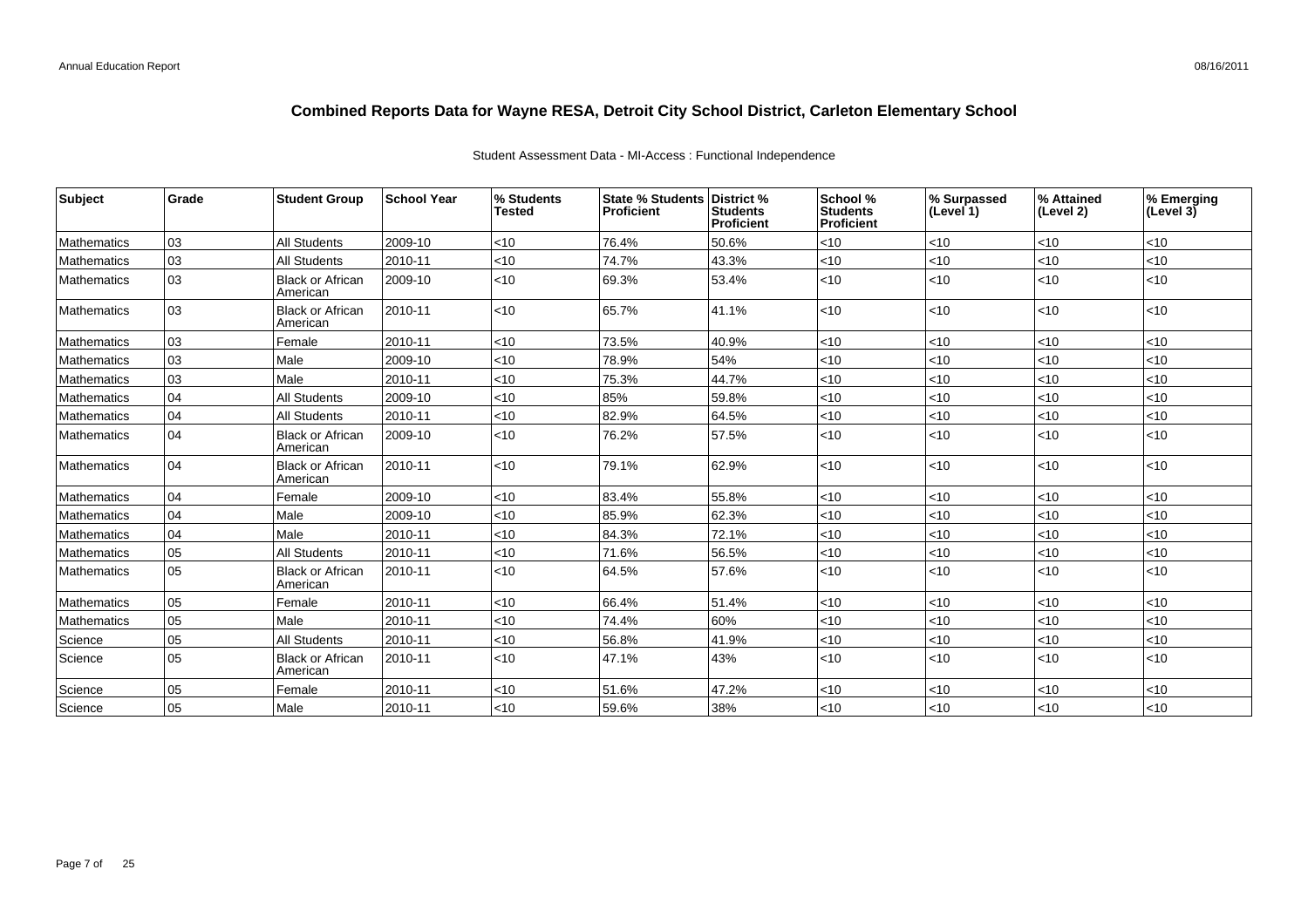# Combined Reports Data for Wayne RESA, Detroit City School District, Carleton Elementary School

Student Assessment Data - MI-Access : Functional Independence

| Subject | Grade | Student Group | School Year | % Students Tested | State % Students Proficient | District % Students Proficient | School % Students Proficient | % Surpassed (Level 1) | % Attained (Level 2) | % Emerging (Level 3) |
|---|---|---|---|---|---|---|---|---|---|---|
| Mathematics | 03 | All Students | 2009-10 | <10 | 76.4% | 50.6% | <10 | <10 | <10 | <10 |
| Mathematics | 03 | All Students | 2010-11 | <10 | 74.7% | 43.3% | <10 | <10 | <10 | <10 |
| Mathematics | 03 | Black or African American | 2009-10 | <10 | 69.3% | 53.4% | <10 | <10 | <10 | <10 |
| Mathematics | 03 | Black or African American | 2010-11 | <10 | 65.7% | 41.1% | <10 | <10 | <10 | <10 |
| Mathematics | 03 | Female | 2010-11 | <10 | 73.5% | 40.9% | <10 | <10 | <10 | <10 |
| Mathematics | 03 | Male | 2009-10 | <10 | 78.9% | 54% | <10 | <10 | <10 | <10 |
| Mathematics | 03 | Male | 2010-11 | <10 | 75.3% | 44.7% | <10 | <10 | <10 | <10 |
| Mathematics | 04 | All Students | 2009-10 | <10 | 85% | 59.8% | <10 | <10 | <10 | <10 |
| Mathematics | 04 | All Students | 2010-11 | <10 | 82.9% | 64.5% | <10 | <10 | <10 | <10 |
| Mathematics | 04 | Black or African American | 2009-10 | <10 | 76.2% | 57.5% | <10 | <10 | <10 | <10 |
| Mathematics | 04 | Black or African American | 2010-11 | <10 | 79.1% | 62.9% | <10 | <10 | <10 | <10 |
| Mathematics | 04 | Female | 2009-10 | <10 | 83.4% | 55.8% | <10 | <10 | <10 | <10 |
| Mathematics | 04 | Male | 2009-10 | <10 | 85.9% | 62.3% | <10 | <10 | <10 | <10 |
| Mathematics | 04 | Male | 2010-11 | <10 | 84.3% | 72.1% | <10 | <10 | <10 | <10 |
| Mathematics | 05 | All Students | 2010-11 | <10 | 71.6% | 56.5% | <10 | <10 | <10 | <10 |
| Mathematics | 05 | Black or African American | 2010-11 | <10 | 64.5% | 57.6% | <10 | <10 | <10 | <10 |
| Mathematics | 05 | Female | 2010-11 | <10 | 66.4% | 51.4% | <10 | <10 | <10 | <10 |
| Mathematics | 05 | Male | 2010-11 | <10 | 74.4% | 60% | <10 | <10 | <10 | <10 |
| Science | 05 | All Students | 2010-11 | <10 | 56.8% | 41.9% | <10 | <10 | <10 | <10 |
| Science | 05 | Black or African American | 2010-11 | <10 | 47.1% | 43% | <10 | <10 | <10 | <10 |
| Science | 05 | Female | 2010-11 | <10 | 51.6% | 47.2% | <10 | <10 | <10 | <10 |
| Science | 05 | Male | 2010-11 | <10 | 59.6% | 38% | <10 | <10 | <10 | <10 |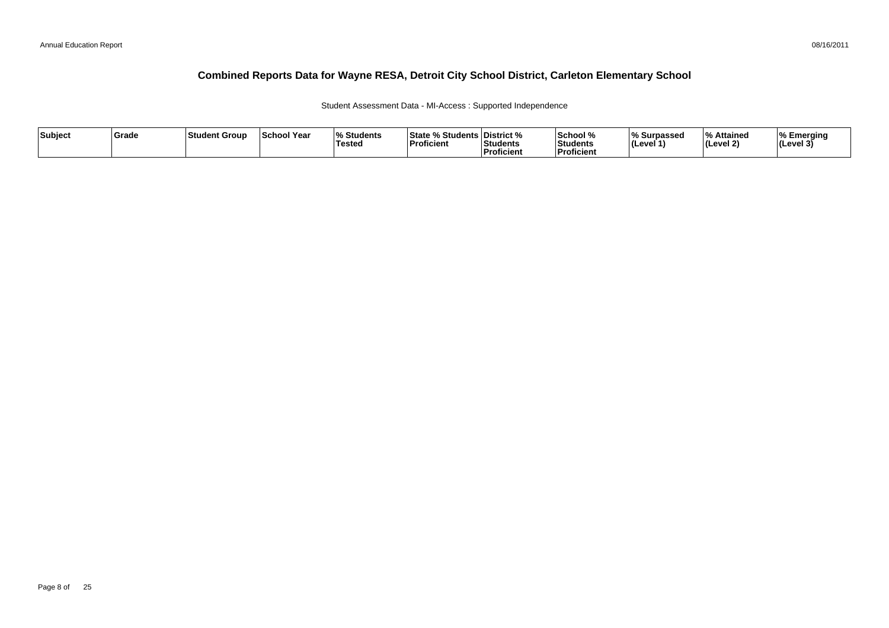# Combined Reports Data for Wayne RESA, Detroit City School District, Carleton Elementary School

Student Assessment Data - MI-Access : Supported Independence

| Subject | Grade | Student Group | School Year | % Students Tested | State % Students Proficient | District % Students Proficient | School % Students Proficient | % Surpassed (Level 1) | % Attained (Level 2) | % Emerging (Level 3) |
|---|---|---|---|---|---|---|---|---|---|---|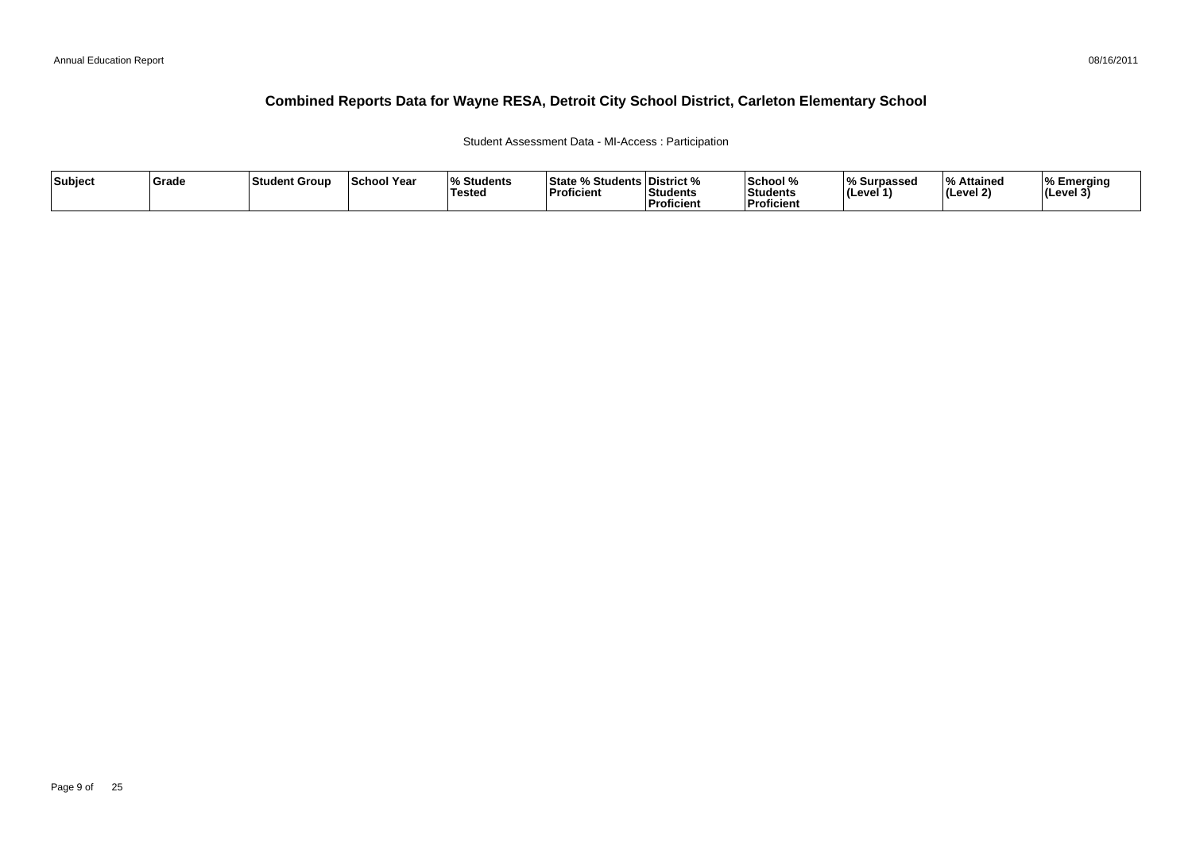# Combined Reports Data for Wayne RESA, Detroit City School District, Carleton Elementary School

Student Assessment Data - MI-Access : Participation

| Subject | Grade | Student Group | School Year | % Students Tested | State % Students Proficient | District % Students Proficient | School % Students Proficient | % Surpassed (Level 1) | % Attained (Level 2) | % Emerging (Level 3) |
|---|---|---|---|---|---|---|---|---|---|---|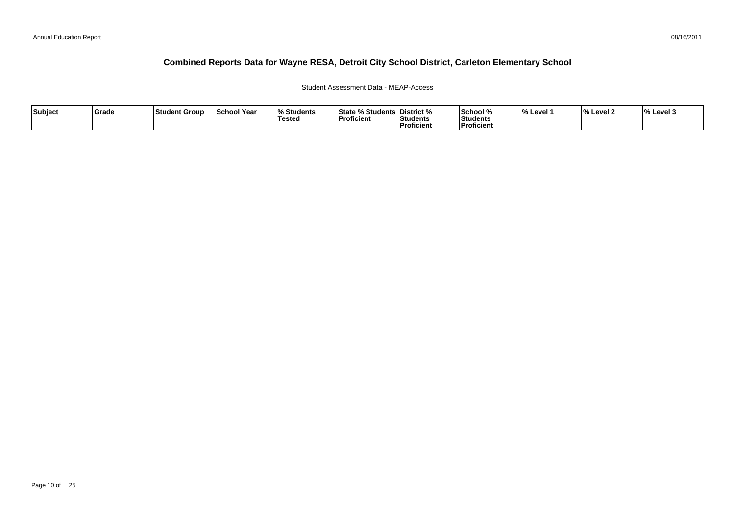# Combined Reports Data for Wayne RESA, Detroit City School District, Carleton Elementary School

Student Assessment Data - MEAP-Access

| Subject | Grade | Student Group | School Year | % Students Tested | State % Students Proficient | District % Students Proficient | School % Students Proficient | % Level 1 | % Level 2 | % Level 3 |
|---|---|---|---|---|---|---|---|---|---|---|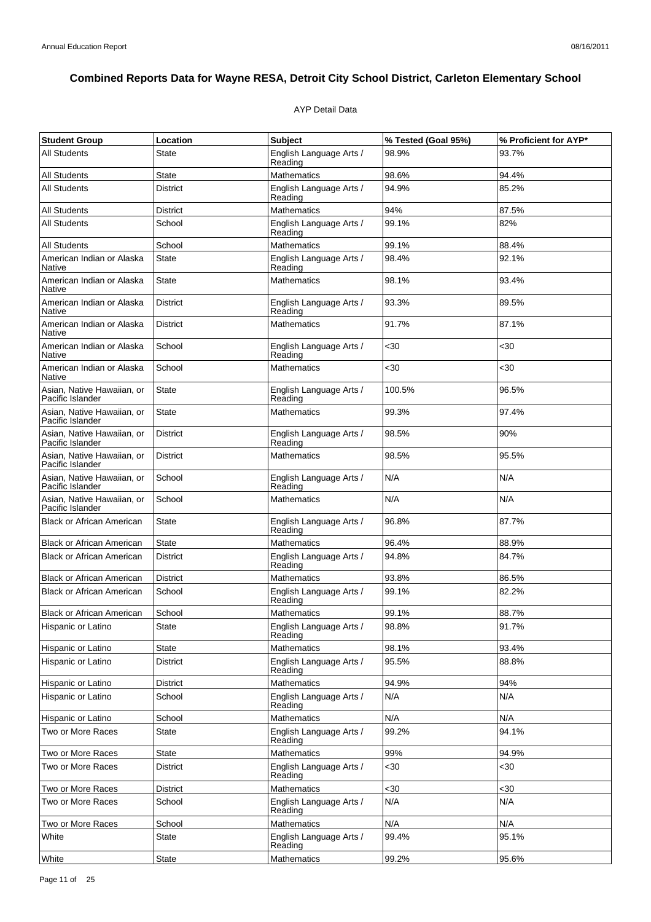# Combined Reports Data for Wayne RESA, Detroit City School District, Carleton Elementary School

AYP Detail Data

| Student Group | Location | Subject | % Tested (Goal 95%) | % Proficient for AYP* |
|---|---|---|---|---|
| All Students | State | English Language Arts / Reading | 98.9% | 93.7% |
| All Students | State | Mathematics | 98.6% | 94.4% |
| All Students | District | English Language Arts / Reading | 94.9% | 85.2% |
| All Students | District | Mathematics | 94% | 87.5% |
| All Students | School | English Language Arts / Reading | 99.1% | 82% |
| All Students | School | Mathematics | 99.1% | 88.4% |
| American Indian or Alaska Native | State | English Language Arts / Reading | 98.4% | 92.1% |
| American Indian or Alaska Native | State | Mathematics | 98.1% | 93.4% |
| American Indian or Alaska Native | District | English Language Arts / Reading | 93.3% | 89.5% |
| American Indian or Alaska Native | District | Mathematics | 91.7% | 87.1% |
| American Indian or Alaska Native | School | English Language Arts / Reading | <30 | <30 |
| American Indian or Alaska Native | School | Mathematics | <30 | <30 |
| Asian, Native Hawaiian, or Pacific Islander | State | English Language Arts / Reading | 100.5% | 96.5% |
| Asian, Native Hawaiian, or Pacific Islander | State | Mathematics | 99.3% | 97.4% |
| Asian, Native Hawaiian, or Pacific Islander | District | English Language Arts / Reading | 98.5% | 90% |
| Asian, Native Hawaiian, or Pacific Islander | District | Mathematics | 98.5% | 95.5% |
| Asian, Native Hawaiian, or Pacific Islander | School | English Language Arts / Reading | N/A | N/A |
| Asian, Native Hawaiian, or Pacific Islander | School | Mathematics | N/A | N/A |
| Black or African American | State | English Language Arts / Reading | 96.8% | 87.7% |
| Black or African American | State | Mathematics | 96.4% | 88.9% |
| Black or African American | District | English Language Arts / Reading | 94.8% | 84.7% |
| Black or African American | District | Mathematics | 93.8% | 86.5% |
| Black or African American | School | English Language Arts / Reading | 99.1% | 82.2% |
| Black or African American | School | Mathematics | 99.1% | 88.7% |
| Hispanic or Latino | State | English Language Arts / Reading | 98.8% | 91.7% |
| Hispanic or Latino | State | Mathematics | 98.1% | 93.4% |
| Hispanic or Latino | District | English Language Arts / Reading | 95.5% | 88.8% |
| Hispanic or Latino | District | Mathematics | 94.9% | 94% |
| Hispanic or Latino | School | English Language Arts / Reading | N/A | N/A |
| Hispanic or Latino | School | Mathematics | N/A | N/A |
| Two or More Races | State | English Language Arts / Reading | 99.2% | 94.1% |
| Two or More Races | State | Mathematics | 99% | 94.9% |
| Two or More Races | District | English Language Arts / Reading | <30 | <30 |
| Two or More Races | District | Mathematics | <30 | <30 |
| Two or More Races | School | English Language Arts / Reading | N/A | N/A |
| Two or More Races | School | Mathematics | N/A | N/A |
| White | State | English Language Arts / Reading | 99.4% | 95.1% |
| White | State | Mathematics | 99.2% | 95.6% |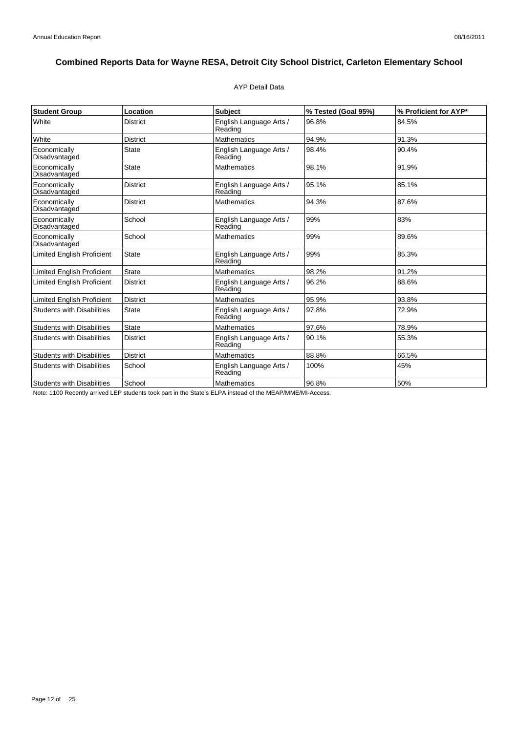# Combined Reports Data for Wayne RESA, Detroit City School District, Carleton Elementary School

AYP Detail Data

| Student Group | Location | Subject | % Tested (Goal 95%) | % Proficient for AYP* |
|---|---|---|---|---|
| White | District | English Language Arts / Reading | 96.8% | 84.5% |
| White | District | Mathematics | 94.9% | 91.3% |
| Economically Disadvantaged | State | English Language Arts / Reading | 98.4% | 90.4% |
| Economically Disadvantaged | State | Mathematics | 98.1% | 91.9% |
| Economically Disadvantaged | District | English Language Arts / Reading | 95.1% | 85.1% |
| Economically Disadvantaged | District | Mathematics | 94.3% | 87.6% |
| Economically Disadvantaged | School | English Language Arts / Reading | 99% | 83% |
| Economically Disadvantaged | School | Mathematics | 99% | 89.6% |
| Limited English Proficient | State | English Language Arts / Reading | 99% | 85.3% |
| Limited English Proficient | State | Mathematics | 98.2% | 91.2% |
| Limited English Proficient | District | English Language Arts / Reading | 96.2% | 88.6% |
| Limited English Proficient | District | Mathematics | 95.9% | 93.8% |
| Students with Disabilities | State | English Language Arts / Reading | 97.8% | 72.9% |
| Students with Disabilities | State | Mathematics | 97.6% | 78.9% |
| Students with Disabilities | District | English Language Arts / Reading | 90.1% | 55.3% |
| Students with Disabilities | District | Mathematics | 88.8% | 66.5% |
| Students with Disabilities | School | English Language Arts / Reading | 100% | 45% |
| Students with Disabilities | School | Mathematics | 96.8% | 50% |

Note: 1100 Recently arrived LEP students took part in the State's ELPA instead of the MEAP/MME/MI-Access.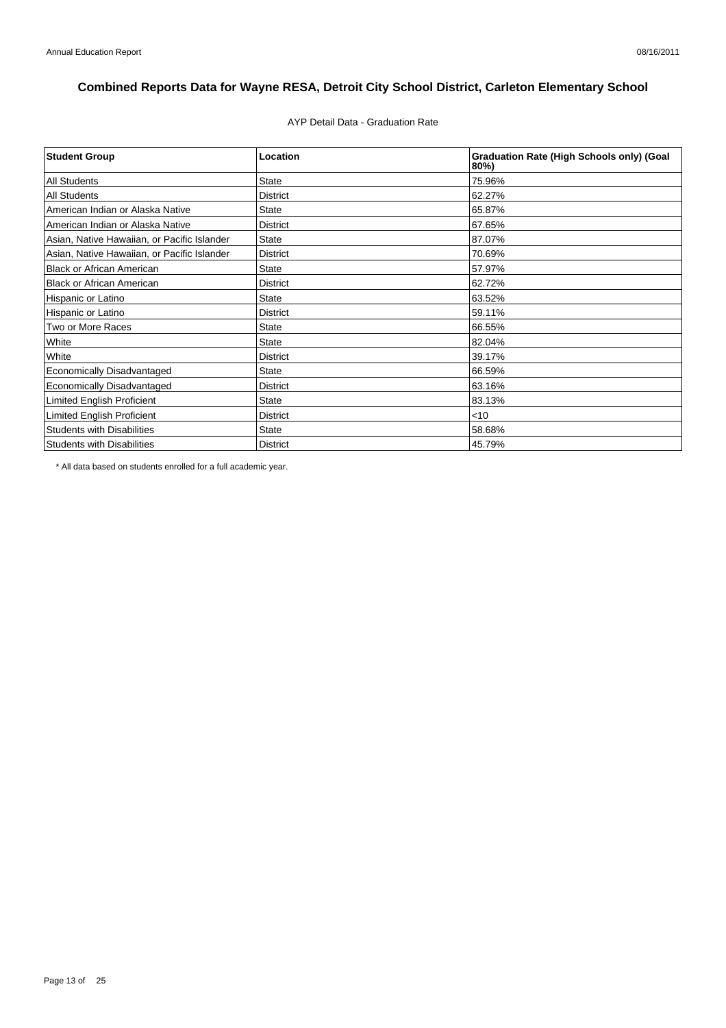# Combined Reports Data for Wayne RESA, Detroit City School District, Carleton Elementary School

AYP Detail Data - Graduation Rate

| Student Group | Location | Graduation Rate (High Schools only) (Goal 80%) |
|---|---|---|
| All Students | State | 75.96% |
| All Students | District | 62.27% |
| American Indian or Alaska Native | State | 65.87% |
| American Indian or Alaska Native | District | 67.65% |
| Asian, Native Hawaiian, or Pacific Islander | State | 87.07% |
| Asian, Native Hawaiian, or Pacific Islander | District | 70.69% |
| Black or African American | State | 57.97% |
| Black or African American | District | 62.72% |
| Hispanic or Latino | State | 63.52% |
| Hispanic or Latino | District | 59.11% |
| Two or More Races | State | 66.55% |
| White | State | 82.04% |
| White | District | 39.17% |
| Economically Disadvantaged | State | 66.59% |
| Economically Disadvantaged | District | 63.16% |
| Limited English Proficient | State | 83.13% |
| Limited English Proficient | District | <10 |
| Students with Disabilities | State | 58.68% |
| Students with Disabilities | District | 45.79% |

* All data based on students enrolled for a full academic year.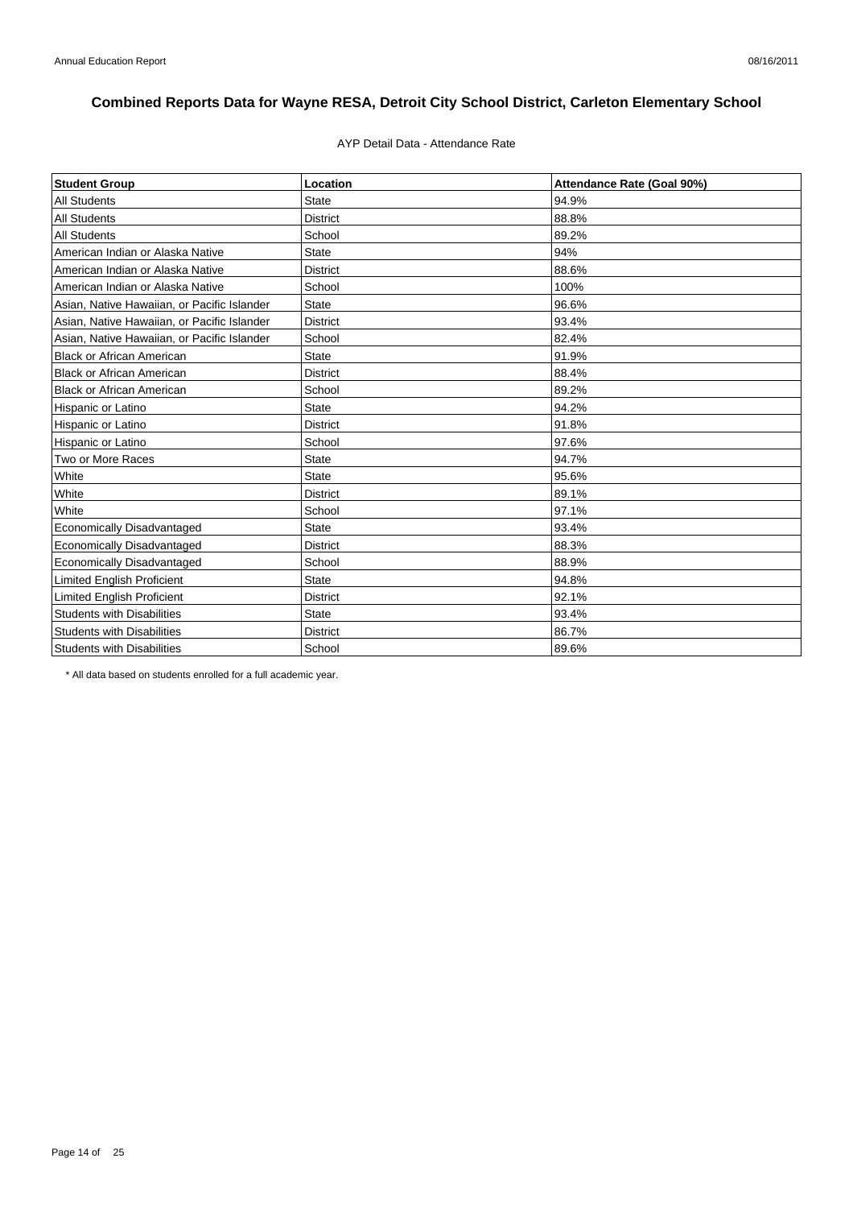# Combined Reports Data for Wayne RESA, Detroit City School District, Carleton Elementary School

AYP Detail Data - Attendance Rate

| Student Group | Location | Attendance Rate (Goal 90%) |
|---|---|---|
| All Students | State | 94.9% |
| All Students | District | 88.8% |
| All Students | School | 89.2% |
| American Indian or Alaska Native | State | 94% |
| American Indian or Alaska Native | District | 88.6% |
| American Indian or Alaska Native | School | 100% |
| Asian, Native Hawaiian, or Pacific Islander | State | 96.6% |
| Asian, Native Hawaiian, or Pacific Islander | District | 93.4% |
| Asian, Native Hawaiian, or Pacific Islander | School | 82.4% |
| Black or African American | State | 91.9% |
| Black or African American | District | 88.4% |
| Black or African American | School | 89.2% |
| Hispanic or Latino | State | 94.2% |
| Hispanic or Latino | District | 91.8% |
| Hispanic or Latino | School | 97.6% |
| Two or More Races | State | 94.7% |
| White | State | 95.6% |
| White | District | 89.1% |
| White | School | 97.1% |
| Economically Disadvantaged | State | 93.4% |
| Economically Disadvantaged | District | 88.3% |
| Economically Disadvantaged | School | 88.9% |
| Limited English Proficient | State | 94.8% |
| Limited English Proficient | District | 92.1% |
| Students with Disabilities | State | 93.4% |
| Students with Disabilities | District | 86.7% |
| Students with Disabilities | School | 89.6% |

* All data based on students enrolled for a full academic year.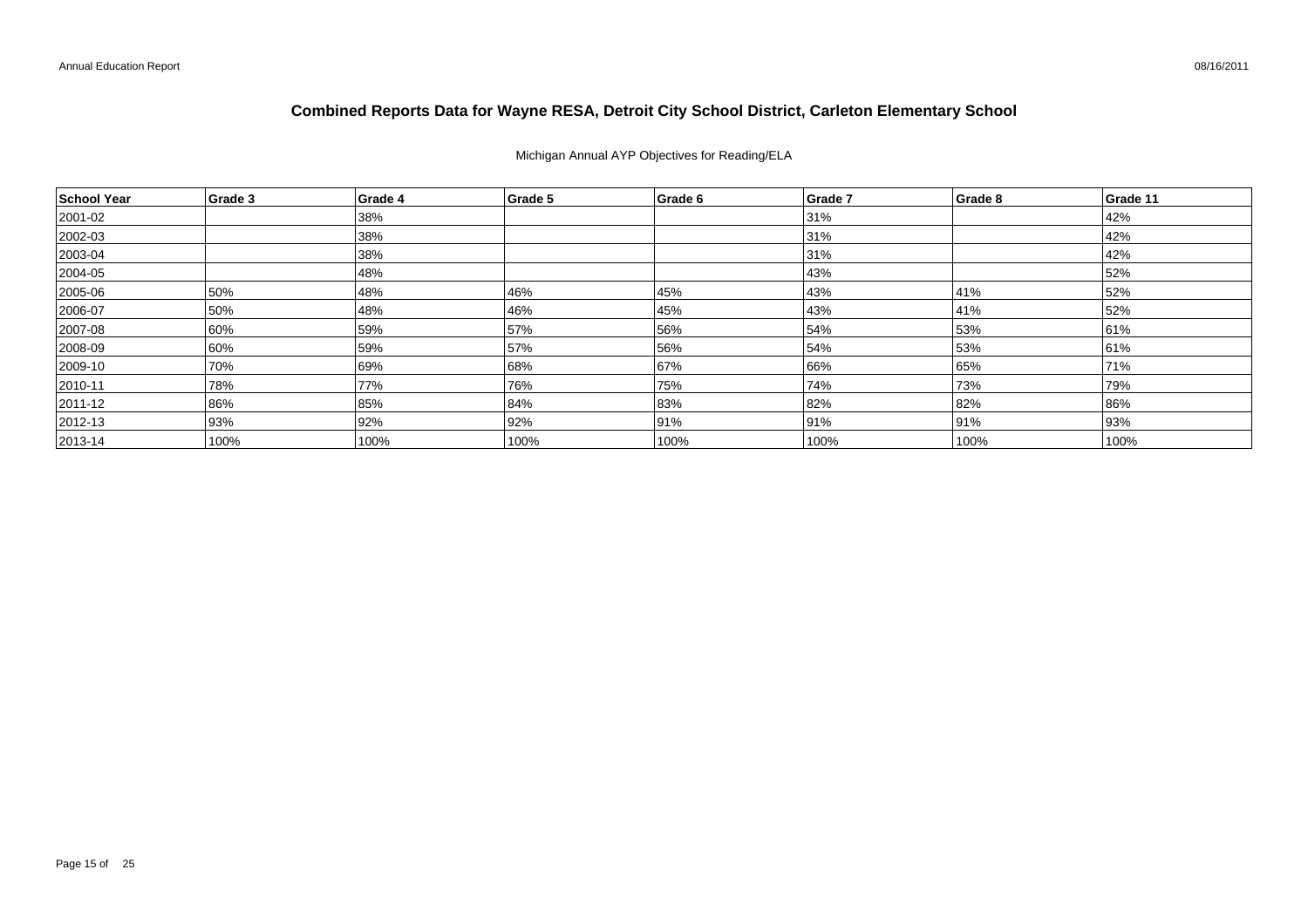# Combined Reports Data for Wayne RESA, Detroit City School District, Carleton Elementary School

Michigan Annual AYP Objectives for Reading/ELA

| School Year | Grade 3 | Grade 4 | Grade 5 | Grade 6 | Grade 7 | Grade 8 | Grade 11 |
|---|---|---|---|---|---|---|---|
| 2001-02 | | 38% | | | 31% | | 42% |
| 2002-03 | | 38% | | | 31% | | 42% |
| 2003-04 | | 38% | | | 31% | | 42% |
| 2004-05 | | 48% | | | 43% | | 52% |
| 2005-06 | 50% | 48% | 46% | 45% | 43% | 41% | 52% |
| 2006-07 | 50% | 48% | 46% | 45% | 43% | 41% | 52% |
| 2007-08 | 60% | 59% | 57% | 56% | 54% | 53% | 61% |
| 2008-09 | 60% | 59% | 57% | 56% | 54% | 53% | 61% |
| 2009-10 | 70% | 69% | 68% | 67% | 66% | 65% | 71% |
| 2010-11 | 78% | 77% | 76% | 75% | 74% | 73% | 79% |
| 2011-12 | 86% | 85% | 84% | 83% | 82% | 82% | 86% |
| 2012-13 | 93% | 92% | 92% | 91% | 91% | 91% | 93% |
| 2013-14 | 100% | 100% | 100% | 100% | 100% | 100% | 100% |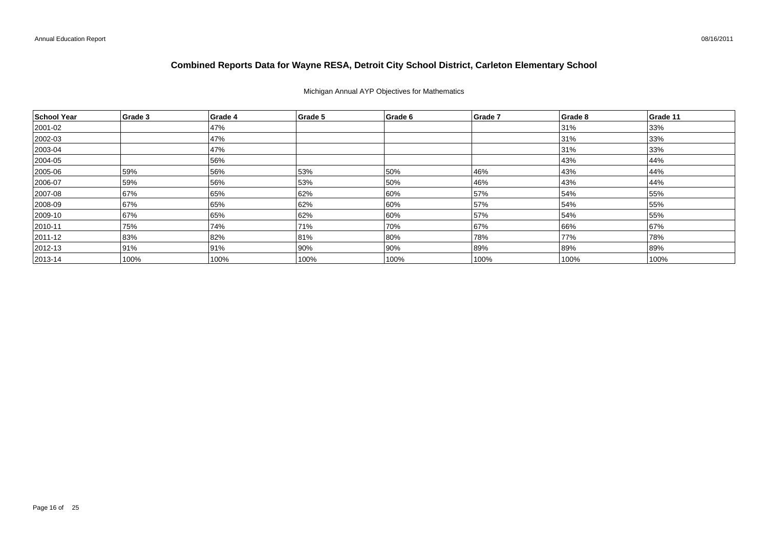# Combined Reports Data for Wayne RESA, Detroit City School District, Carleton Elementary School

Michigan Annual AYP Objectives for Mathematics

| School Year | Grade 3 | Grade 4 | Grade 5 | Grade 6 | Grade 7 | Grade 8 | Grade 11 |
|---|---|---|---|---|---|---|---|
| 2001-02 | | 47% | | | | 31% | 33% |
| 2002-03 | | 47% | | | | 31% | 33% |
| 2003-04 | | 47% | | | | 31% | 33% |
| 2004-05 | | 56% | | | | 43% | 44% |
| 2005-06 | 59% | 56% | 53% | 50% | 46% | 43% | 44% |
| 2006-07 | 59% | 56% | 53% | 50% | 46% | 43% | 44% |
| 2007-08 | 67% | 65% | 62% | 60% | 57% | 54% | 55% |
| 2008-09 | 67% | 65% | 62% | 60% | 57% | 54% | 55% |
| 2009-10 | 67% | 65% | 62% | 60% | 57% | 54% | 55% |
| 2010-11 | 75% | 74% | 71% | 70% | 67% | 66% | 67% |
| 2011-12 | 83% | 82% | 81% | 80% | 78% | 77% | 78% |
| 2012-13 | 91% | 91% | 90% | 90% | 89% | 89% | 89% |
| 2013-14 | 100% | 100% | 100% | 100% | 100% | 100% | 100% |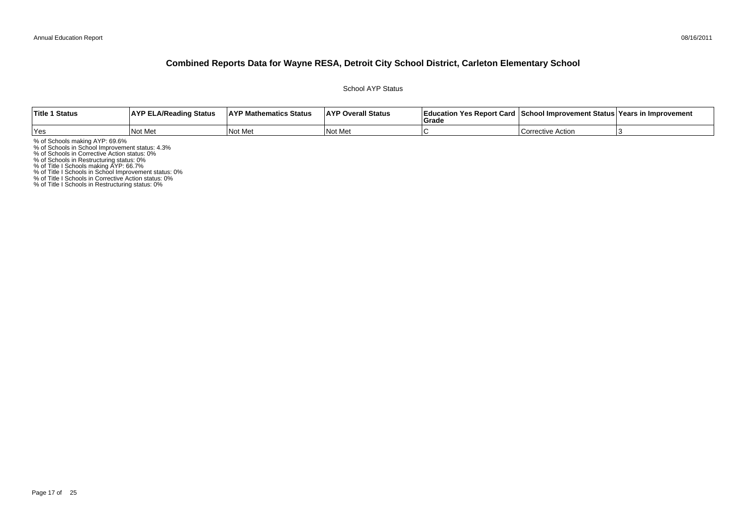# Combined Reports Data for Wayne RESA, Detroit City School District, Carleton Elementary School

School AYP Status

| Title 1 Status | AYP ELA/Reading Status | AYP Mathematics Status | AYP Overall Status | Education Yes Report Card Grade | School Improvement Status | Years in Improvement |
|---|---|---|---|---|---|---|
| Yes | Not Met | Not Met | Not Met | C | Corrective Action | 3 |

% of Schools making AYP: 69.6%
% of Schools in School Improvement status: 4.3%
% of Schools in Corrective Action status: 0%
% of Schools in Restructuring status: 0%
% of Title I Schools making AYP: 66.7%
% of Title I Schools in School Improvement status: 0%
% of Title I Schools in Corrective Action status: 0%
% of Title I Schools in Restructuring status: 0%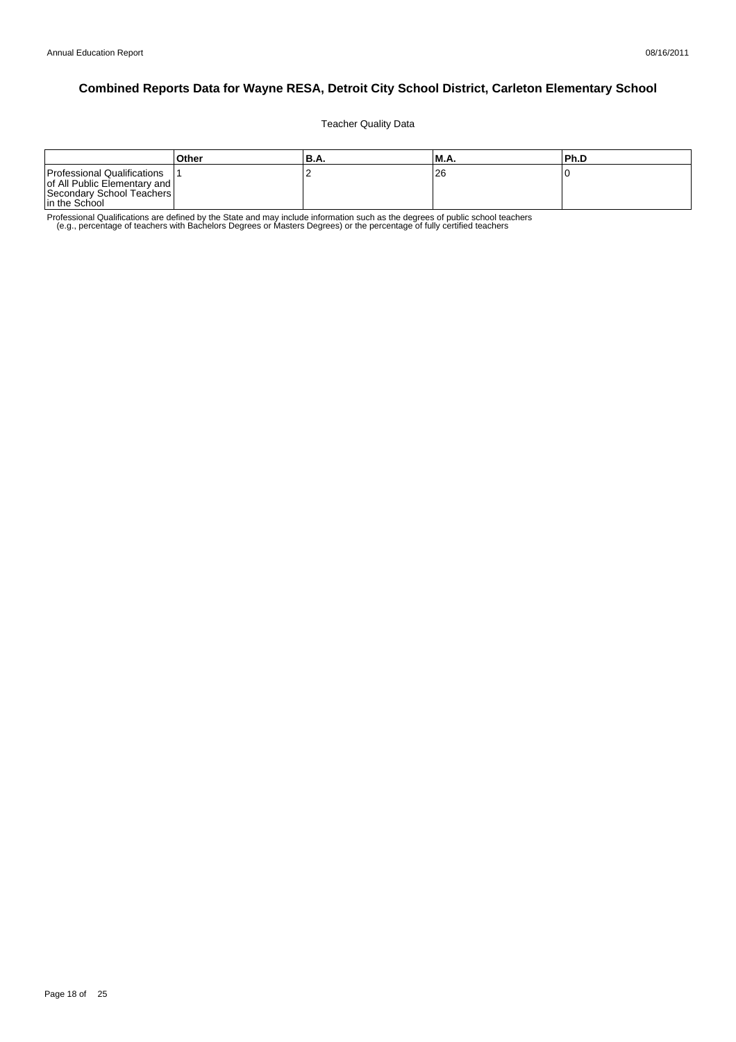# Combined Reports Data for Wayne RESA, Detroit City School District, Carleton Elementary School

Teacher Quality Data

| | Other | B.A. | M.A. | Ph.D |
|---|---|---|---|---|
| Professional Qualifications of All Public Elementary and Secondary School Teachers in the School | 1 | 2 | 26 | 0 |

Professional Qualifications are defined by the State and may include information such as the degrees of public school teachers (e.g., percentage of teachers with Bachelors Degrees or Masters Degrees) or the percentage of fully certified teachers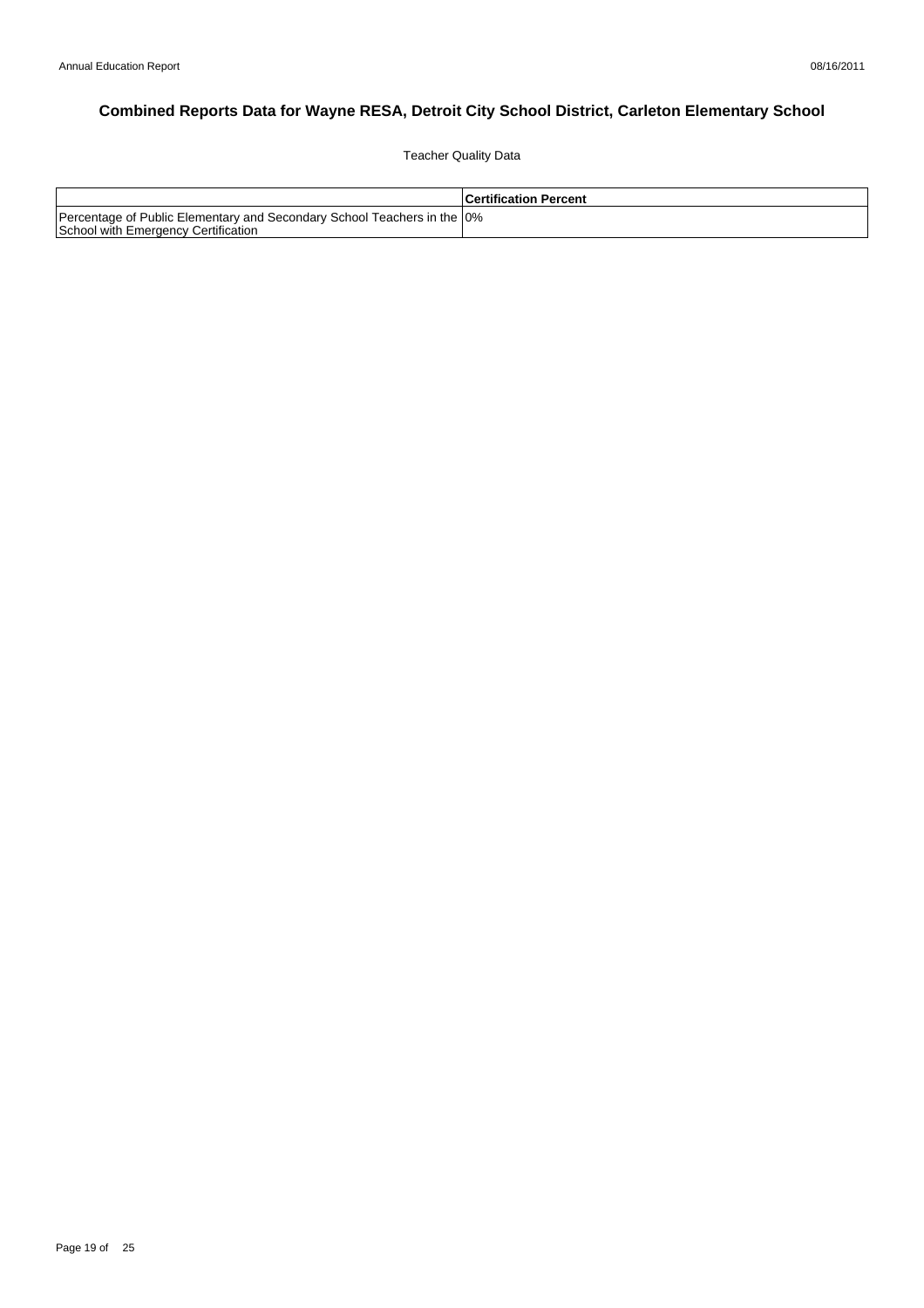# Combined Reports Data for Wayne RESA, Detroit City School District, Carleton Elementary School

Teacher Quality Data

| | Certification Percent |
|---|---|
| Percentage of Public Elementary and Secondary School Teachers in the School with Emergency Certification | 0% |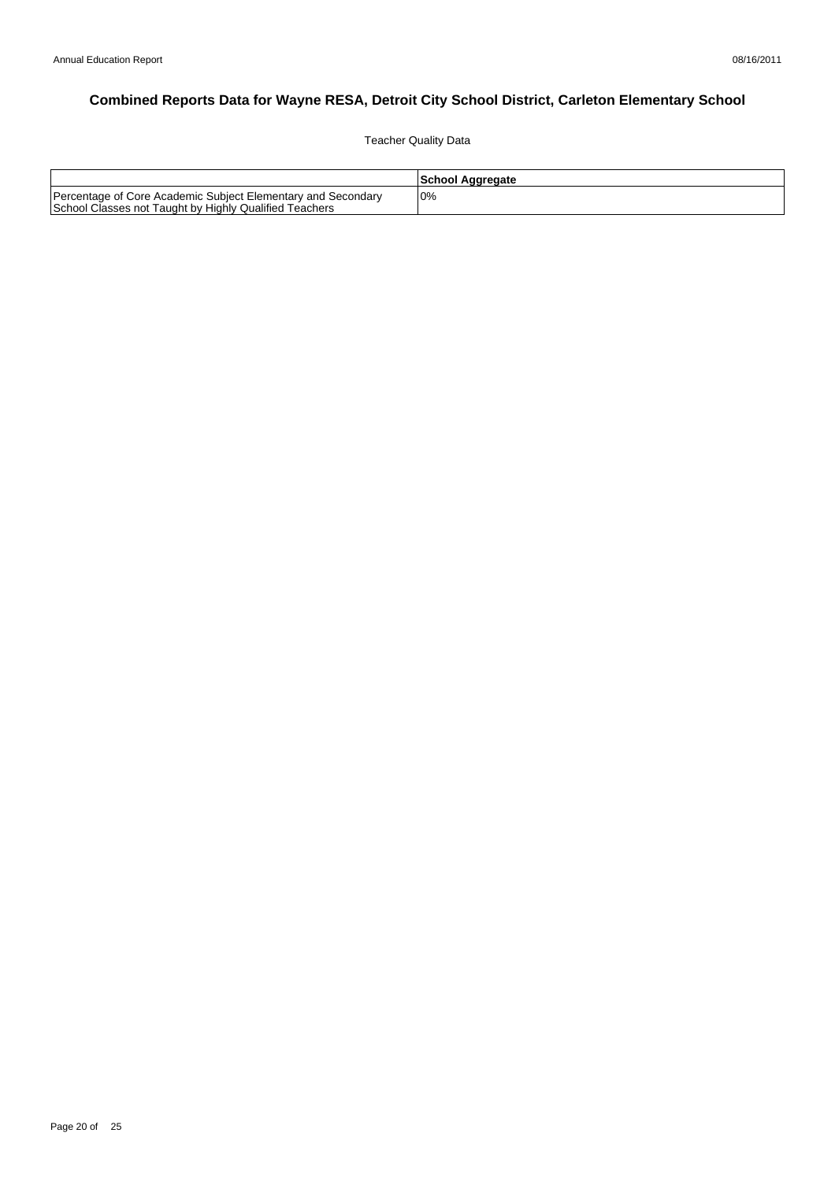# Combined Reports Data for Wayne RESA, Detroit City School District, Carleton Elementary School

Teacher Quality Data

| | School Aggregate |
|---|---|
| Percentage of Core Academic Subject Elementary and Secondary School Classes not Taught by Highly Qualified Teachers | 0% |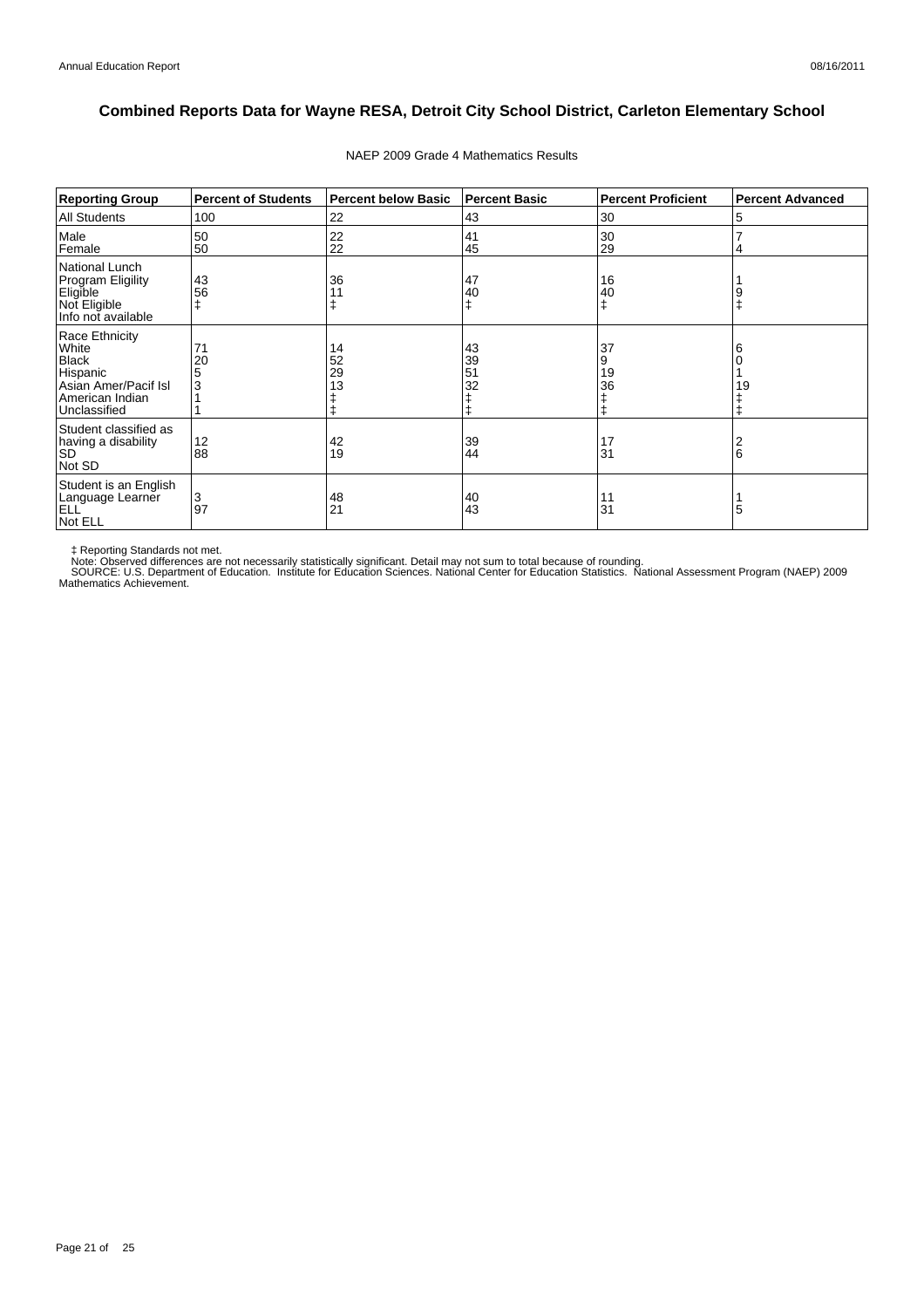# Combined Reports Data for Wayne RESA, Detroit City School District, Carleton Elementary School

NAEP 2009 Grade 4 Mathematics Results

| Reporting Group | Percent of Students | Percent below Basic | Percent Basic | Percent Proficient | Percent Advanced |
|---|---|---|---|---|---|
| All Students | 100 | 22 | 43 | 30 | 5 |
| Male | 50 | 22 | 41 | 30 | 7 |
| Female | 50 | 22 | 45 | 29 | 4 |
| National Lunch Program Eligility | | | | | |
| Eligible | 43 | 36 | 47 | 16 | 1 |
| Not Eligible | 56 | 11 | 40 | 40 | 9 |
| Info not available | ‡ | ‡ | ‡ | ‡ | ‡ |
| Race Ethnicity | | | | | |
| White | 71 | 14 | 43 | 37 | 6 |
| Black | 20 | 52 | 39 | 9 | 0 |
| Hispanic | 5 | 29 | 51 | 19 | 1 |
| Asian Amer/Pacif Isl | 3 | 13 | 32 | 36 | 19 |
| American Indian | 1 | ‡ | ‡ | ‡ | ‡ |
| Unclassified | 1 | ‡ | ‡ | ‡ | ‡ |
| Student classified as having a disability | | | | | |
| SD | 12 | 42 | 39 | 17 | 2 |
| Not SD | 88 | 19 | 44 | 31 | 6 |
| Student is an English Language Learner | | | | | |
| ELL | 3 | 48 | 40 | 11 | 1 |
| Not ELL | 97 | 21 | 43 | 31 | 5 |

‡ Reporting Standards not met.
Note: Observed differences are not necessarily statistically significant. Detail may not sum to total because of rounding.
SOURCE: U.S. Department of Education. Institute for Education Sciences. National Center for Education Statistics. National Assessment Program (NAEP) 2009 Mathematics Achievement.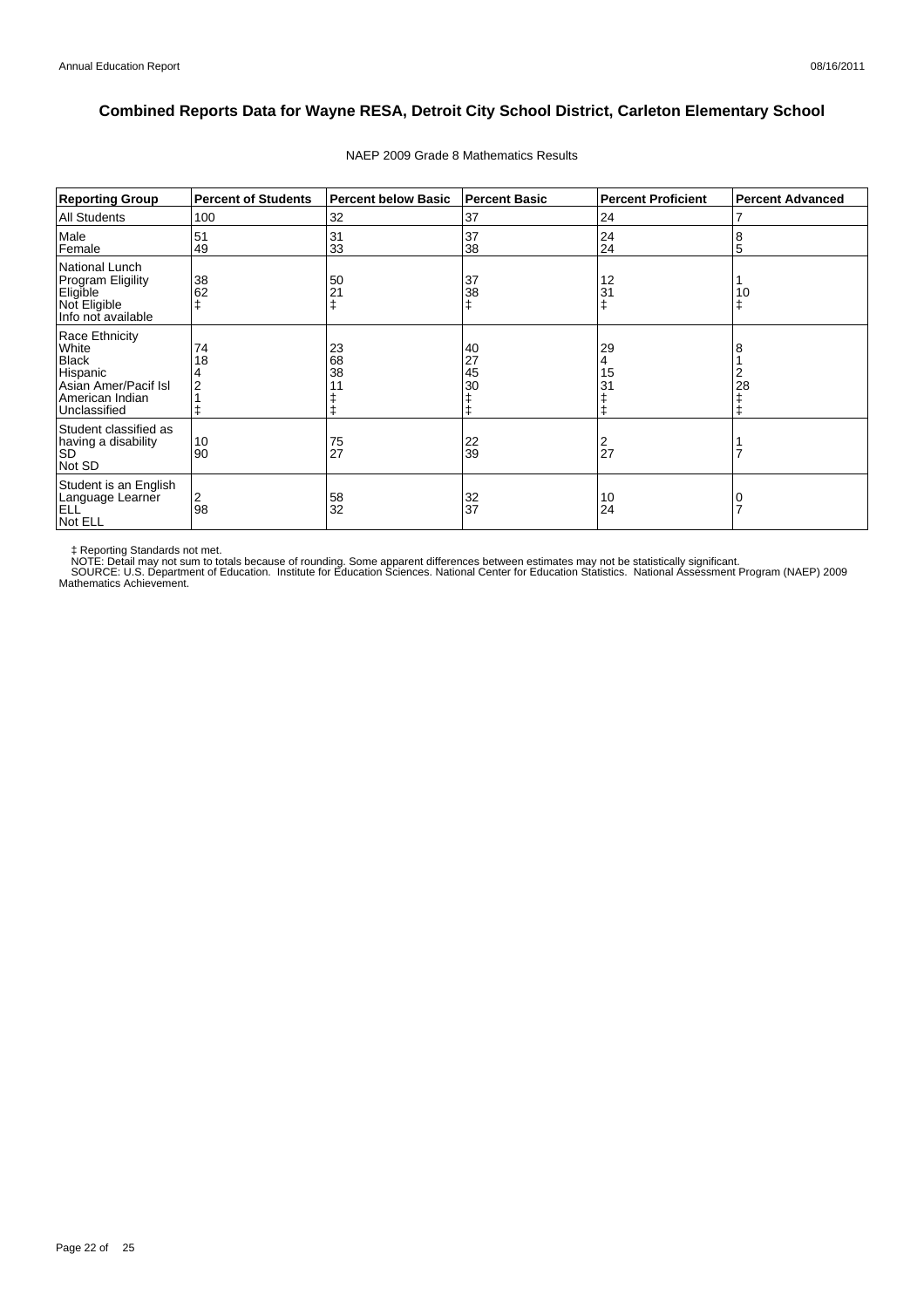# Combined Reports Data for Wayne RESA, Detroit City School District, Carleton Elementary School

NAEP 2009 Grade 8 Mathematics Results

| Reporting Group | Percent of Students | Percent below Basic | Percent Basic | Percent Proficient | Percent Advanced |
|---|---|---|---|---|---|
| All Students | 100 | 32 | 37 | 24 | 7 |
| Male | 51 | 31 | 37 | 24 | 8 |
| Female | 49 | 33 | 38 | 24 | 5 |
| National Lunch Program Eligility | | | | | |
| Eligible | 38 | 50 | 37 | 12 | 1 |
| Not Eligible | 62 | 21 | 38 | 31 | 10 |
| Info not available | ‡ | ‡ | ‡ | ‡ | ‡ |
| Race Ethnicity | | | | | |
| White | 74 | 23 | 40 | 29 | 8 |
| Black | 18 | 68 | 27 | 4 | 1 |
| Hispanic | 4 | 38 | 45 | 15 | 2 |
| Asian Amer/Pacif Isl | 2 | 11 | 30 | 31 | 28 |
| American Indian | 1 | ‡ | ‡ | ‡ | ‡ |
| Unclassified | ‡ | ‡ | ‡ | ‡ | ‡ |
| Student classified as having a disability | | | | | |
| SD | 10 | 75 | 22 | 2 | 1 |
| Not SD | 90 | 27 | 39 | 27 | 7 |
| Student is an English Language Learner | | | | | |
| ELL | 2 | 58 | 32 | 10 | 0 |
| Not ELL | 98 | 32 | 37 | 24 | 7 |

‡ Reporting Standards not met.
NOTE: Detail may not sum to totals because of rounding. Some apparent differences between estimates may not be statistically significant.
SOURCE: U.S. Department of Education. Institute for Education Sciences. National Center for Education Statistics. National Assessment Program (NAEP) 2009 Mathematics Achievement.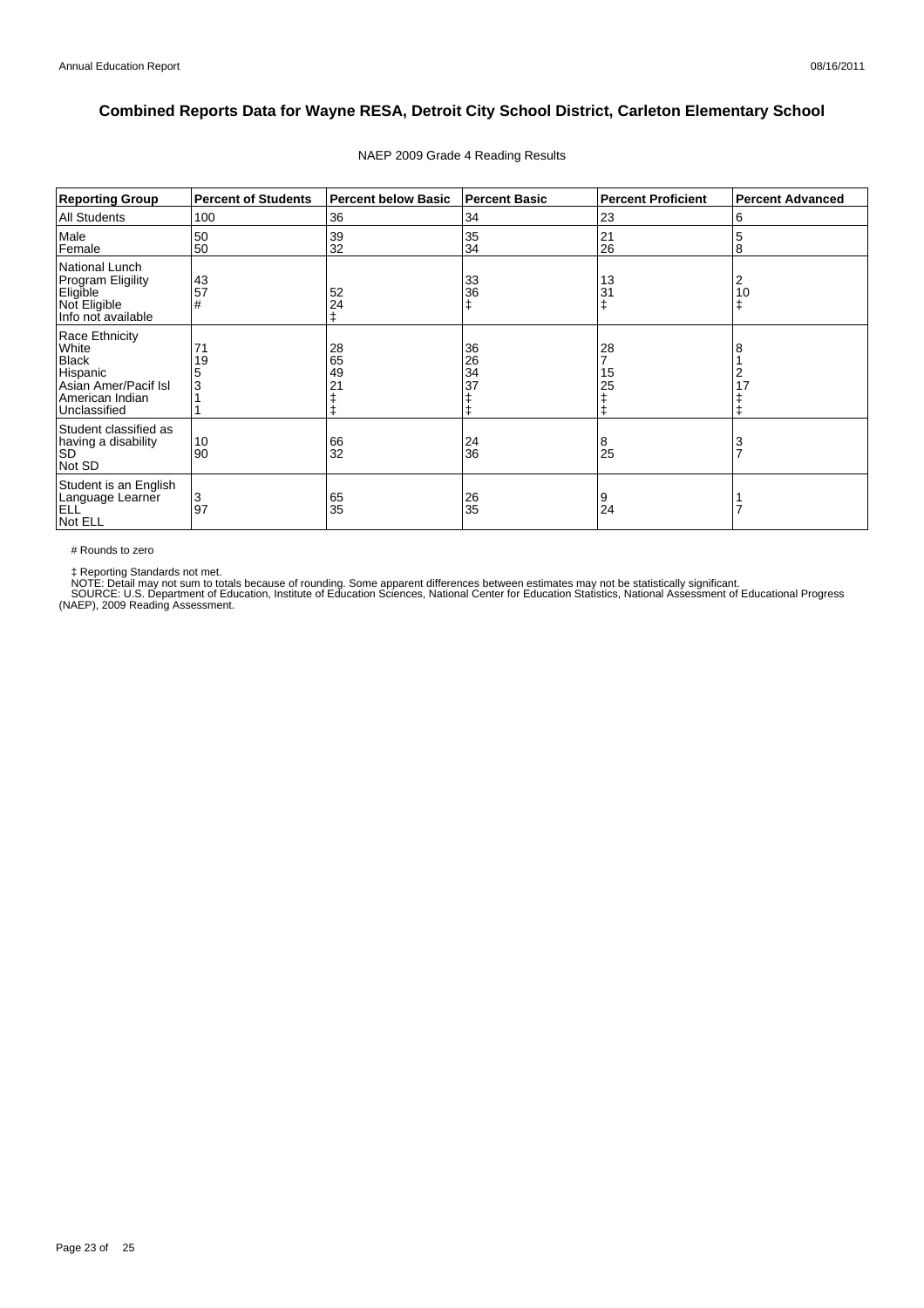# Combined Reports Data for Wayne RESA, Detroit City School District, Carleton Elementary School

NAEP 2009 Grade 4 Reading Results

| Reporting Group | Percent of Students | Percent below Basic | Percent Basic | Percent Proficient | Percent Advanced |
|---|---|---|---|---|---|
| All Students | 100 | 36 | 34 | 23 | 6 |
| Male | 50 | 39 | 35 | 21 | 5 |
| Female | 50 | 32 | 34 | 26 | 8 |
| National Lunch Program Eligility | | | | | |
| Eligible | 43 | 52 | 33 | 13 | 2 |
| Not Eligible | 57 | 24 | 36 | 31 | 10 |
| Info not available | # | ‡ | ‡ | ‡ | ‡ |
| Race Ethnicity | | | | | |
| White | 71 | 28 | 36 | 28 | 8 |
| Black | 19 | 65 | 26 | 7 | 1 |
| Hispanic | 5 | 49 | 34 | 15 | 2 |
| Asian Amer/Pacif Isl | 3 | 21 | 37 | 25 | 17 |
| American Indian | 1 | ‡ | ‡ | ‡ | ‡ |
| Unclassified | 1 | ‡ | ‡ | ‡ | ‡ |
| Student classified as having a disability | | | | | |
| SD | 10 | 66 | 24 | 8 | 3 |
| Not SD | 90 | 32 | 36 | 25 | 7 |
| Student is an English Language Learner | | | | | |
| ELL | 3 | 65 | 26 | 9 | 1 |
| Not ELL | 97 | 35 | 35 | 24 | 7 |

# Rounds to zero

‡ Reporting Standards not met.
NOTE: Detail may not sum to totals because of rounding. Some apparent differences between estimates may not be statistically significant.
SOURCE: U.S. Department of Education, Institute of Education Sciences, National Center for Education Statistics, National Assessment of Educational Progress (NAEP), 2009 Reading Assessment.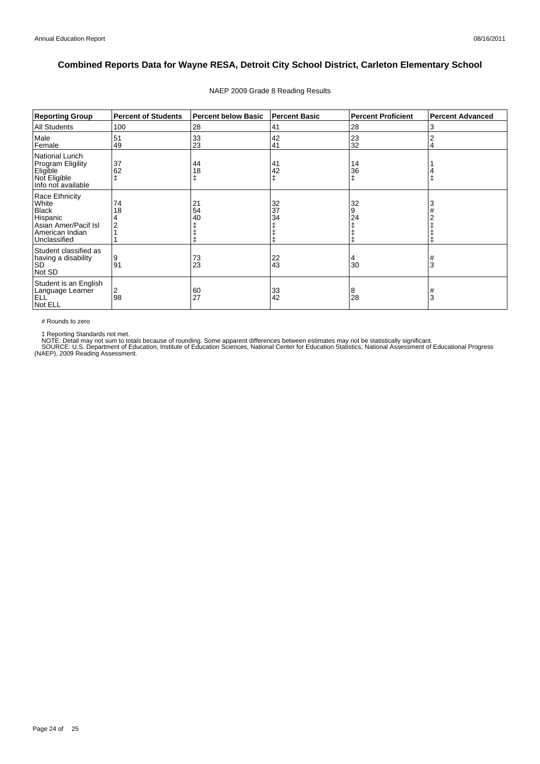# Combined Reports Data for Wayne RESA, Detroit City School District, Carleton Elementary School

NAEP 2009 Grade 8 Reading Results

| Reporting Group | Percent of Students | Percent below Basic | Percent Basic | Percent Proficient | Percent Advanced |
|---|---|---|---|---|---|
| All Students | 100 | 28 | 41 | 28 | 3 |
| Male | 51 | 33 | 42 | 23 | 2 |
| Female | 49 | 23 | 41 | 32 | 4 |
| National Lunch Program Eligility | | | | | |
| Eligible | 37 | 44 | 41 | 14 | 1 |
| Not Eligible | 62 | 18 | 42 | 36 | 4 |
| Info not available | ‡ | ‡ | ‡ | ‡ | ‡ |
| Race Ethnicity | | | | | |
| White | 74 | 21 | 32 | 32 | 3 |
| Black | 18 | 54 | 37 | 9 | # |
| Hispanic | 4 | 40 | 34 | 24 | 2 |
| Asian Amer/Pacif Isl | 2 | ‡ | ‡ | ‡ | ‡ |
| American Indian | 1 | ‡ | ‡ | ‡ | ‡ |
| Unclassified | 1 | ‡ | ‡ | ‡ | ‡ |
| Student classified as having a disability | | | | | |
| SD | 9 | 73 | 22 | 4 | # |
| Not SD | 91 | 23 | 43 | 30 | 3 |
| Student is an English Language Learner | | | | | |
| ELL | 2 | 60 | 33 | 8 | # |
| Not ELL | 98 | 27 | 42 | 28 | 3 |

# Rounds to zero

‡ Reporting Standards not met.
NOTE: Detail may not sum to totals because of rounding. Some apparent differences between estimates may not be statistically significant.
SOURCE: U.S. Department of Education, Institute of Education Sciences, National Center for Education Statistics, National Assessment of Educational Progress (NAEP), 2009 Reading Assessment.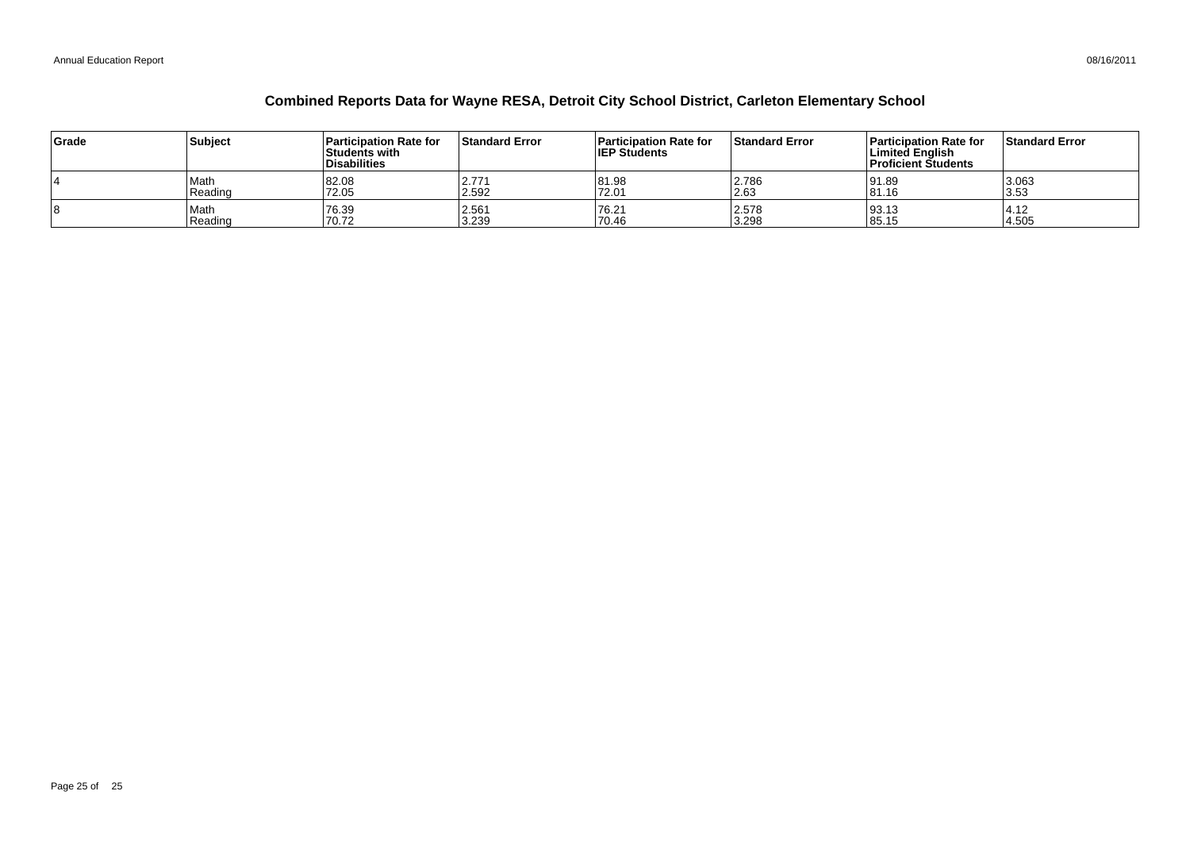# Combined Reports Data for Wayne RESA, Detroit City School District, Carleton Elementary School

| Grade | Subject | Participation Rate for Students with Disabilities | Standard Error | Participation Rate for IEP Students | Standard Error | Participation Rate for Limited English Proficient Students | Standard Error |
|---|---|---|---|---|---|---|---|
| 4 | Math | 82.08 | 2.771 | 81.98 | 2.786 | 91.89 | 3.063 |
| | Reading | 72.05 | 2.592 | 72.01 | 2.63 | 81.16 | 3.53 |
| 8 | Math | 76.39 | 2.561 | 76.21 | 2.578 | 93.13 | 4.12 |
| | Reading | 70.72 | 3.239 | 70.46 | 3.298 | 85.15 | 4.505 |